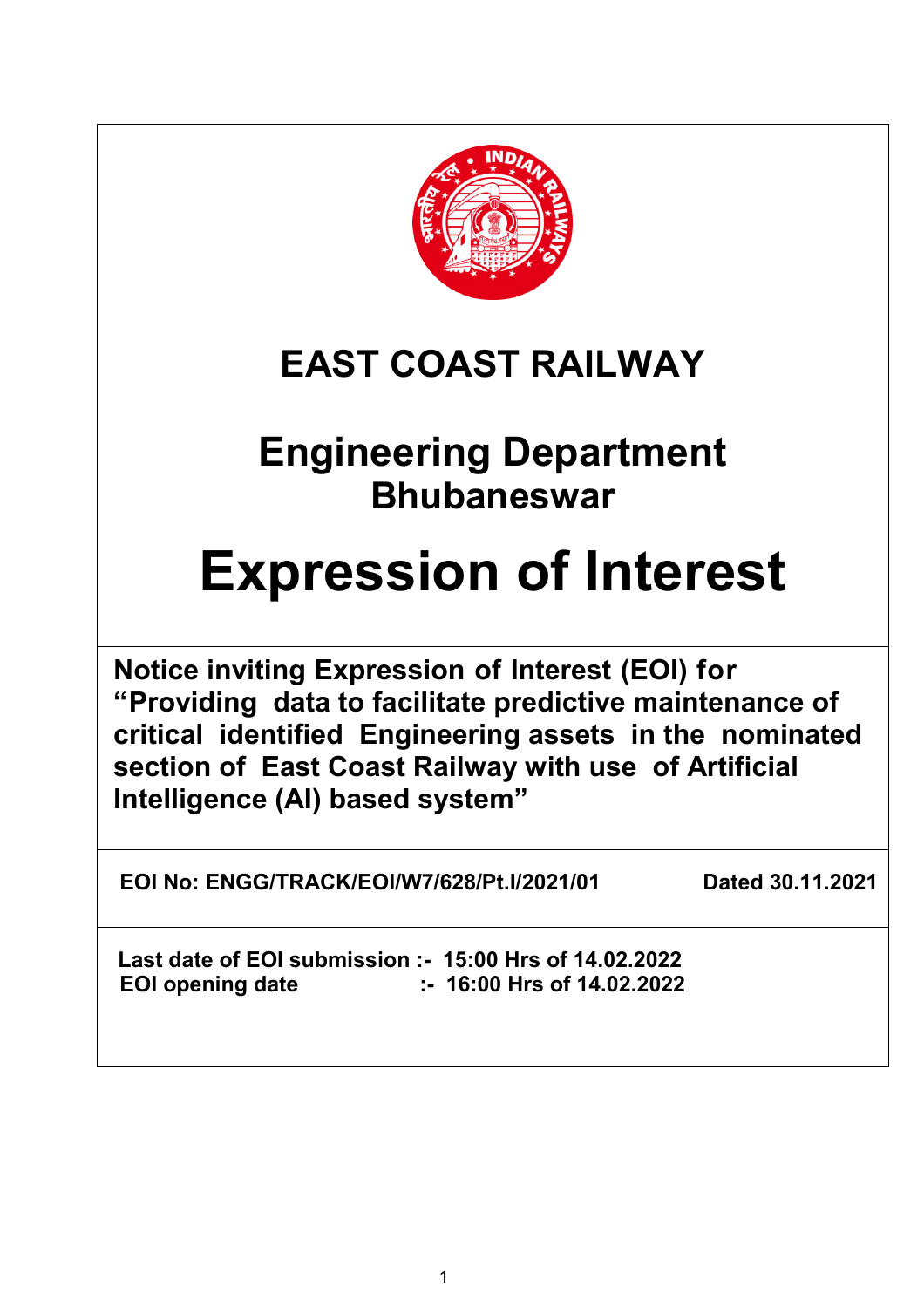# EAST COAST RAILWAY

## Engineering Department
### Bhubaneswar

# Expression of Interest

**Notice inviting Expression of Interest (EOI) for "Providing data to facilitate predictive maintenance of critical identified Engineering assets in the nominated section of East Coast Railway with use of Artificial Intelligence (AI) based system"**

**EOI No: ENGG/TRACK/EOI/W7/628/Pt.I/2021/01** **Dated 30.11.2021**

**Last date of EOI submission :- 15:00 Hrs of 14.02.2022**
**EOI opening date :- 16:00 Hrs of 14.02.2022**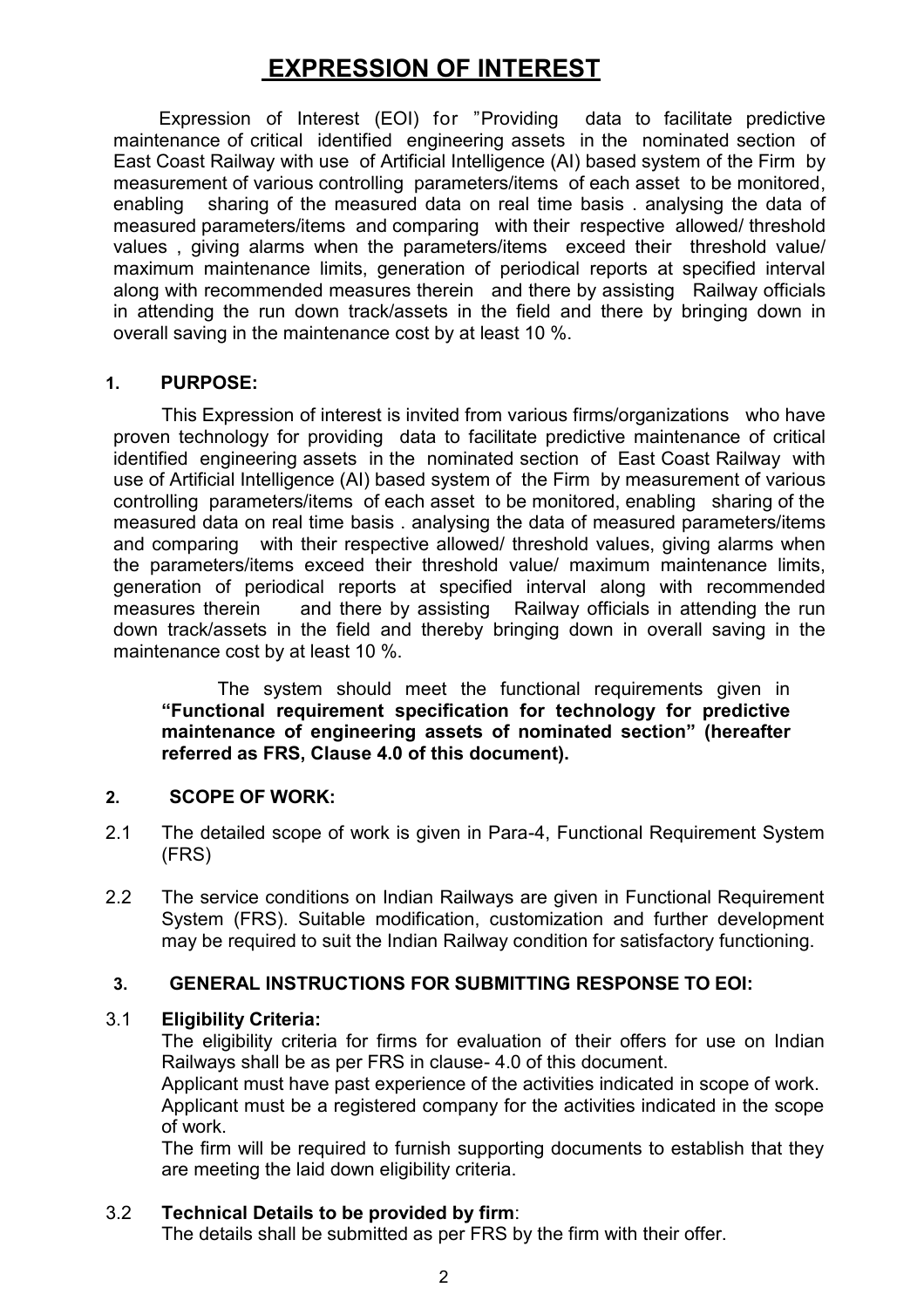# EXPRESSION OF INTEREST

Expression of Interest (EOI) for "Providing data to facilitate predictive maintenance of critical identified engineering assets in the nominated section of East Coast Railway with use of Artificial Intelligence (AI) based system of the Firm by measurement of various controlling parameters/items of each asset to be monitored, enabling sharing of the measured data on real time basis . analysing the data of measured parameters/items and comparing with their respective allowed/ threshold values , giving alarms when the parameters/items exceed their threshold value/ maximum maintenance limits, generation of periodical reports at specified interval along with recommended measures therein and there by assisting Railway officials in attending the run down track/assets in the field and there by bringing down in overall saving in the maintenance cost by at least 10 %.

## 1. PURPOSE:

This Expression of interest is invited from various firms/organizations who have proven technology for providing data to facilitate predictive maintenance of critical identified engineering assets in the nominated section of East Coast Railway with use of Artificial Intelligence (AI) based system of the Firm by measurement of various controlling parameters/items of each asset to be monitored, enabling sharing of the measured data on real time basis . analysing the data of measured parameters/items and comparing with their respective allowed/ threshold values, giving alarms when the parameters/items exceed their threshold value/ maximum maintenance limits, generation of periodical reports at specified interval along with recommended measures therein and there by assisting Railway officials in attending the run down track/assets in the field and thereby bringing down in overall saving in the maintenance cost by at least 10 %.

The system should meet the functional requirements given in **"Functional requirement specification for technology for predictive maintenance of engineering assets of nominated section" (hereafter referred as FRS, Clause 4.0 of this document).**

## 2. SCOPE OF WORK:

2.1 The detailed scope of work is given in Para-4, Functional Requirement System (FRS)

2.2 The service conditions on Indian Railways are given in Functional Requirement System (FRS). Suitable modification, customization and further development may be required to suit the Indian Railway condition for satisfactory functioning.

## 3. GENERAL INSTRUCTIONS FOR SUBMITTING RESPONSE TO EOI:

3.1 **Eligibility Criteria:**

The eligibility criteria for firms for evaluation of their offers for use on Indian Railways shall be as per FRS in clause- 4.0 of this document.

Applicant must have past experience of the activities indicated in scope of work.

Applicant must be a registered company for the activities indicated in the scope of work.

The firm will be required to furnish supporting documents to establish that they are meeting the laid down eligibility criteria.

3.2 **Technical Details to be provided by firm**:

The details shall be submitted as per FRS by the firm with their offer.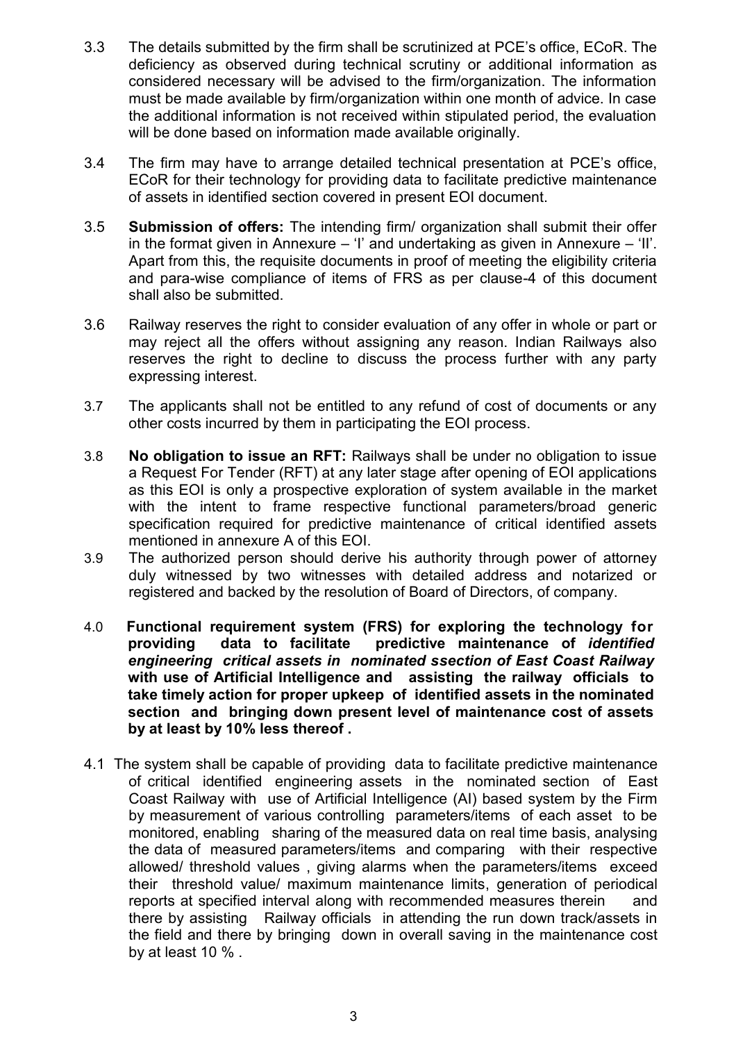3.3 The details submitted by the firm shall be scrutinized at PCE's office, ECoR. The deficiency as observed during technical scrutiny or additional information as considered necessary will be advised to the firm/organization. The information must be made available by firm/organization within one month of advice. In case the additional information is not received within stipulated period, the evaluation will be done based on information made available originally.

3.4 The firm may have to arrange detailed technical presentation at PCE's office, ECoR for their technology for providing data to facilitate predictive maintenance of assets in identified section covered in present EOI document.

3.5 **Submission of offers:** The intending firm/ organization shall submit their offer in the format given in Annexure – 'I' and undertaking as given in Annexure – 'II'. Apart from this, the requisite documents in proof of meeting the eligibility criteria and para-wise compliance of items of FRS as per clause-4 of this document shall also be submitted.

3.6 Railway reserves the right to consider evaluation of any offer in whole or part or may reject all the offers without assigning any reason. Indian Railways also reserves the right to decline to discuss the process further with any party expressing interest.

3.7 The applicants shall not be entitled to any refund of cost of documents or any other costs incurred by them in participating the EOI process.

3.8 **No obligation to issue an RFT:** Railways shall be under no obligation to issue a Request For Tender (RFT) at any later stage after opening of EOI applications as this EOI is only a prospective exploration of system available in the market with the intent to frame respective functional parameters/broad generic specification required for predictive maintenance of critical identified assets mentioned in annexure A of this EOI.

3.9 The authorized person should derive his authority through power of attorney duly witnessed by two witnesses with detailed address and notarized or registered and backed by the resolution of Board of Directors, of company.

4.0 **Functional requirement system (FRS) for exploring the technology for providing data to facilitate predictive maintenance of *identified engineering critical assets in nominated ssection of East Coast Railway* with use of Artificial Intelligence and assisting the railway officials to take timely action for proper upkeep of identified assets in the nominated section and bringing down present level of maintenance cost of assets by at least by 10% less thereof .**

4.1 The system shall be capable of providing data to facilitate predictive maintenance of critical identified engineering assets in the nominated section of East Coast Railway with use of Artificial Intelligence (AI) based system by the Firm by measurement of various controlling parameters/items of each asset to be monitored, enabling sharing of the measured data on real time basis, analysing the data of measured parameters/items and comparing with their respective allowed/ threshold values , giving alarms when the parameters/items exceed their threshold value/ maximum maintenance limits, generation of periodical reports at specified interval along with recommended measures therein and there by assisting Railway officials in attending the run down track/assets in the field and there by bringing down in overall saving in the maintenance cost by at least 10 % .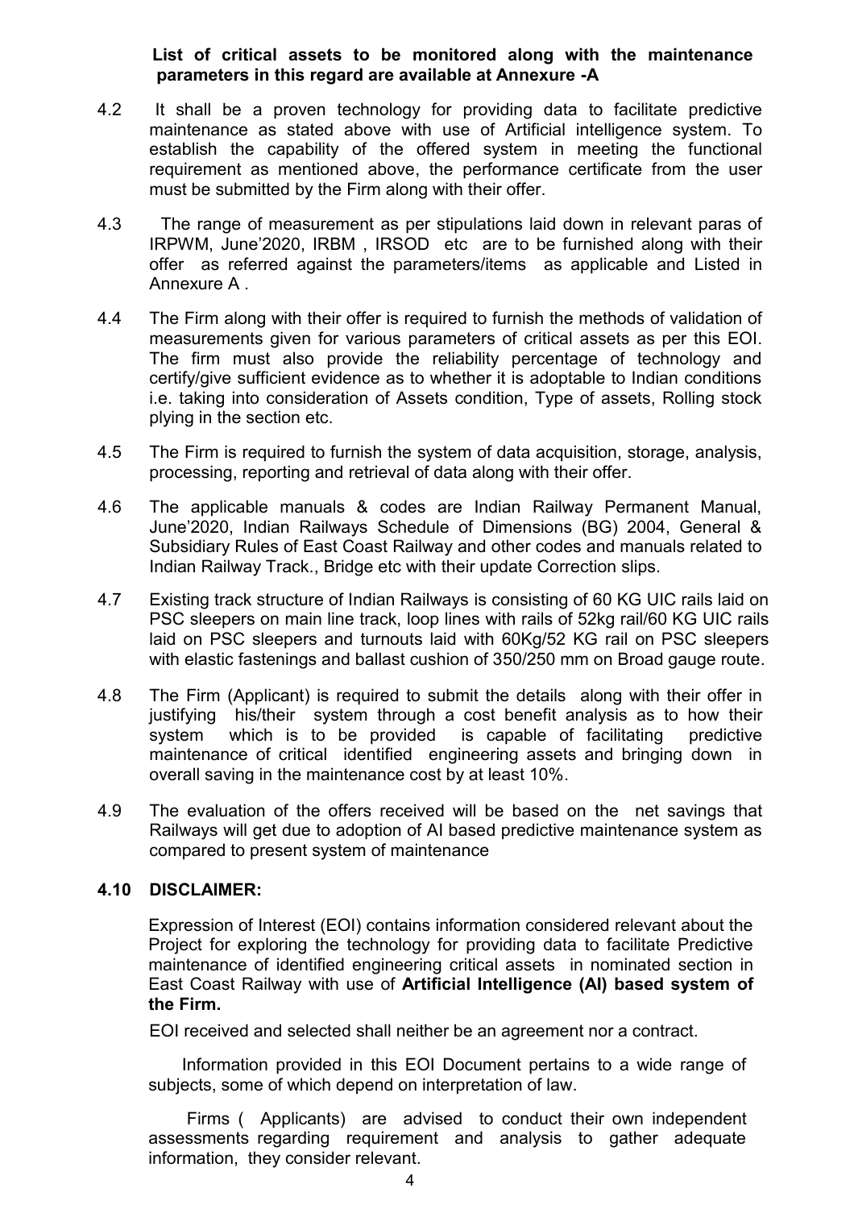**List of critical assets to be monitored along with the maintenance parameters in this regard are available at Annexure -A**

4.2 It shall be a proven technology for providing data to facilitate predictive maintenance as stated above with use of Artificial intelligence system. To establish the capability of the offered system in meeting the functional requirement as mentioned above, the performance certificate from the user must be submitted by the Firm along with their offer.

4.3 The range of measurement as per stipulations laid down in relevant paras of IRPWM, June'2020, IRBM , IRSOD etc are to be furnished along with their offer as referred against the parameters/items as applicable and Listed in Annexure A .

4.4 The Firm along with their offer is required to furnish the methods of validation of measurements given for various parameters of critical assets as per this EOI. The firm must also provide the reliability percentage of technology and certify/give sufficient evidence as to whether it is adoptable to Indian conditions i.e. taking into consideration of Assets condition, Type of assets, Rolling stock plying in the section etc.

4.5 The Firm is required to furnish the system of data acquisition, storage, analysis, processing, reporting and retrieval of data along with their offer.

4.6 The applicable manuals & codes are Indian Railway Permanent Manual, June'2020, Indian Railways Schedule of Dimensions (BG) 2004, General & Subsidiary Rules of East Coast Railway and other codes and manuals related to Indian Railway Track., Bridge etc with their update Correction slips.

4.7 Existing track structure of Indian Railways is consisting of 60 KG UIC rails laid on PSC sleepers on main line track, loop lines with rails of 52kg rail/60 KG UIC rails laid on PSC sleepers and turnouts laid with 60Kg/52 KG rail on PSC sleepers with elastic fastenings and ballast cushion of 350/250 mm on Broad gauge route.

4.8 The Firm (Applicant) is required to submit the details along with their offer in justifying his/their system through a cost benefit analysis as to how their system which is to be provided is capable of facilitating predictive maintenance of critical identified engineering assets and bringing down in overall saving in the maintenance cost by at least 10%.

4.9 The evaluation of the offers received will be based on the net savings that Railways will get due to adoption of AI based predictive maintenance system as compared to present system of maintenance

**4.10 DISCLAIMER:**

Expression of Interest (EOI) contains information considered relevant about the Project for exploring the technology for providing data to facilitate Predictive maintenance of identified engineering critical assets in nominated section in East Coast Railway with use of **Artificial Intelligence (AI) based system of the Firm.**

EOI received and selected shall neither be an agreement nor a contract.

Information provided in this EOI Document pertains to a wide range of subjects, some of which depend on interpretation of law.

Firms ( Applicants) are advised to conduct their own independent assessments regarding requirement and analysis to gather adequate information, they consider relevant.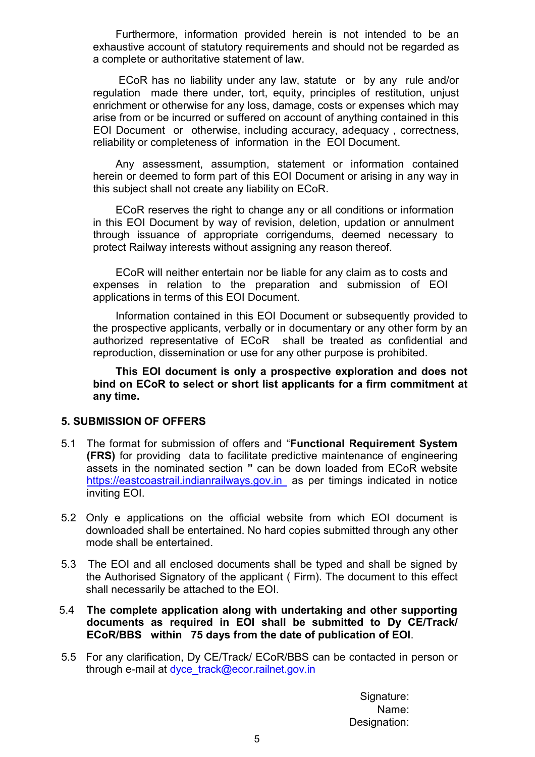Furthermore, information provided herein is not intended to be an exhaustive account of statutory requirements and should not be regarded as a complete or authoritative statement of law.

ECoR has no liability under any law, statute or by any rule and/or regulation made there under, tort, equity, principles of restitution, unjust enrichment or otherwise for any loss, damage, costs or expenses which may arise from or be incurred or suffered on account of anything contained in this EOI Document or otherwise, including accuracy, adequacy , correctness, reliability or completeness of information in the EOI Document.

Any assessment, assumption, statement or information contained herein or deemed to form part of this EOI Document or arising in any way in this subject shall not create any liability on ECoR.

ECoR reserves the right to change any or all conditions or information in this EOI Document by way of revision, deletion, updation or annulment through issuance of appropriate corrigendums, deemed necessary to protect Railway interests without assigning any reason thereof.

ECoR will neither entertain nor be liable for any claim as to costs and expenses in relation to the preparation and submission of EOI applications in terms of this EOI Document.

Information contained in this EOI Document or subsequently provided to the prospective applicants, verbally or in documentary or any other form by an authorized representative of ECoR shall be treated as confidential and reproduction, dissemination or use for any other purpose is prohibited.

**This EOI document is only a prospective exploration and does not bind on ECoR to select or short list applicants for a firm commitment at any time.**

## 5. SUBMISSION OF OFFERS

5.1 The format for submission of offers and "**Functional Requirement System (FRS)** for providing data to facilitate predictive maintenance of engineering assets in the nominated section **"** can be down loaded from ECoR website https://eastcoastrail.indianrailways.gov.in as per timings indicated in notice inviting EOI.

5.2 Only e applications on the official website from which EOI document is downloaded shall be entertained. No hard copies submitted through any other mode shall be entertained.

5.3 The EOI and all enclosed documents shall be typed and shall be signed by the Authorised Signatory of the applicant ( Firm). The document to this effect shall necessarily be attached to the EOI.

5.4 **The complete application along with undertaking and other supporting documents as required in EOI shall be submitted to Dy CE/Track/ ECoR/BBS within 75 days from the date of publication of EOI**.

5.5 For any clarification, Dy CE/Track/ ECoR/BBS can be contacted in person or through e-mail at dyce_track@ecor.railnet.gov.in

Signature:
Name:
Designation: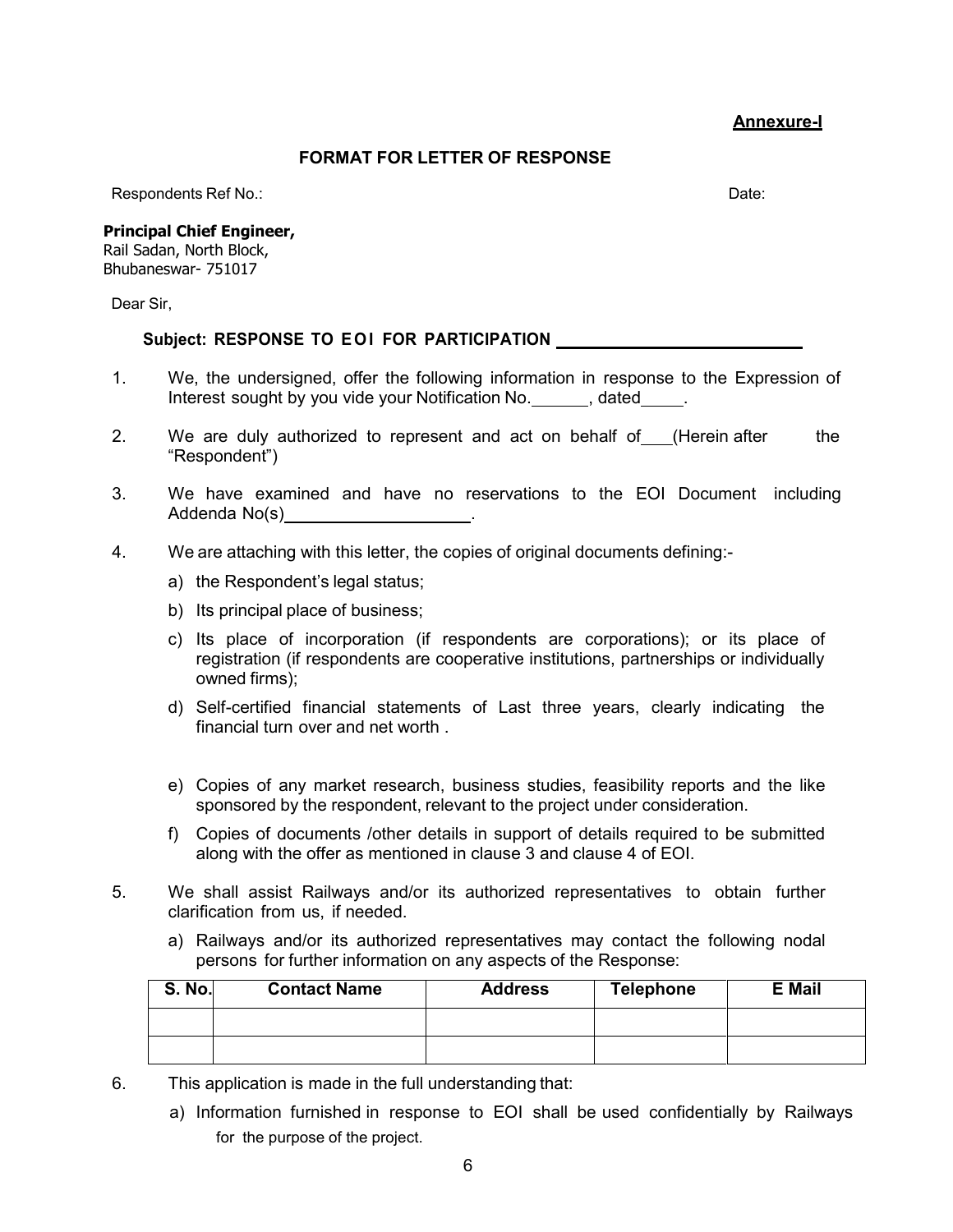**Annexure-I**

## FORMAT FOR LETTER OF RESPONSE

Respondents Ref No.: Date:

**Principal Chief Engineer,**
Rail Sadan, North Block,
Bhubaneswar- 751017

Dear Sir,

**Subject: RESPONSE TO EOI FOR PARTICIPATION ____________________________**

1. We, the undersigned, offer the following information in response to the Expression of Interest sought by you vide your Notification No.______, dated_____.

2. We are duly authorized to represent and act on behalf of___(Herein after the "Respondent")

3. We have examined and have no reservations to the EOI Document including Addenda No(s)____________________.

4. We are attaching with this letter, the copies of original documents defining:-

   a) the Respondent's legal status;

   b) Its principal place of business;

   c) Its place of incorporation (if respondents are corporations); or its place of registration (if respondents are cooperative institutions, partnerships or individually owned firms);

   d) Self-certified financial statements of Last three years, clearly indicating the financial turn over and net worth .

   e) Copies of any market research, business studies, feasibility reports and the like sponsored by the respondent, relevant to the project under consideration.

   f) Copies of documents /other details in support of details required to be submitted along with the offer as mentioned in clause 3 and clause 4 of EOI.

5. We shall assist Railways and/or its authorized representatives to obtain further clarification from us, if needed.

   a) Railways and/or its authorized representatives may contact the following nodal persons for further information on any aspects of the Response:

| S. No. | Contact Name | Address | Telephone | E Mail |
|---|---|---|---|---|
| | | | | |
| | | | | |

6. This application is made in the full understanding that:

   a) Information furnished in response to EOI shall be used confidentially by Railways for the purpose of the project.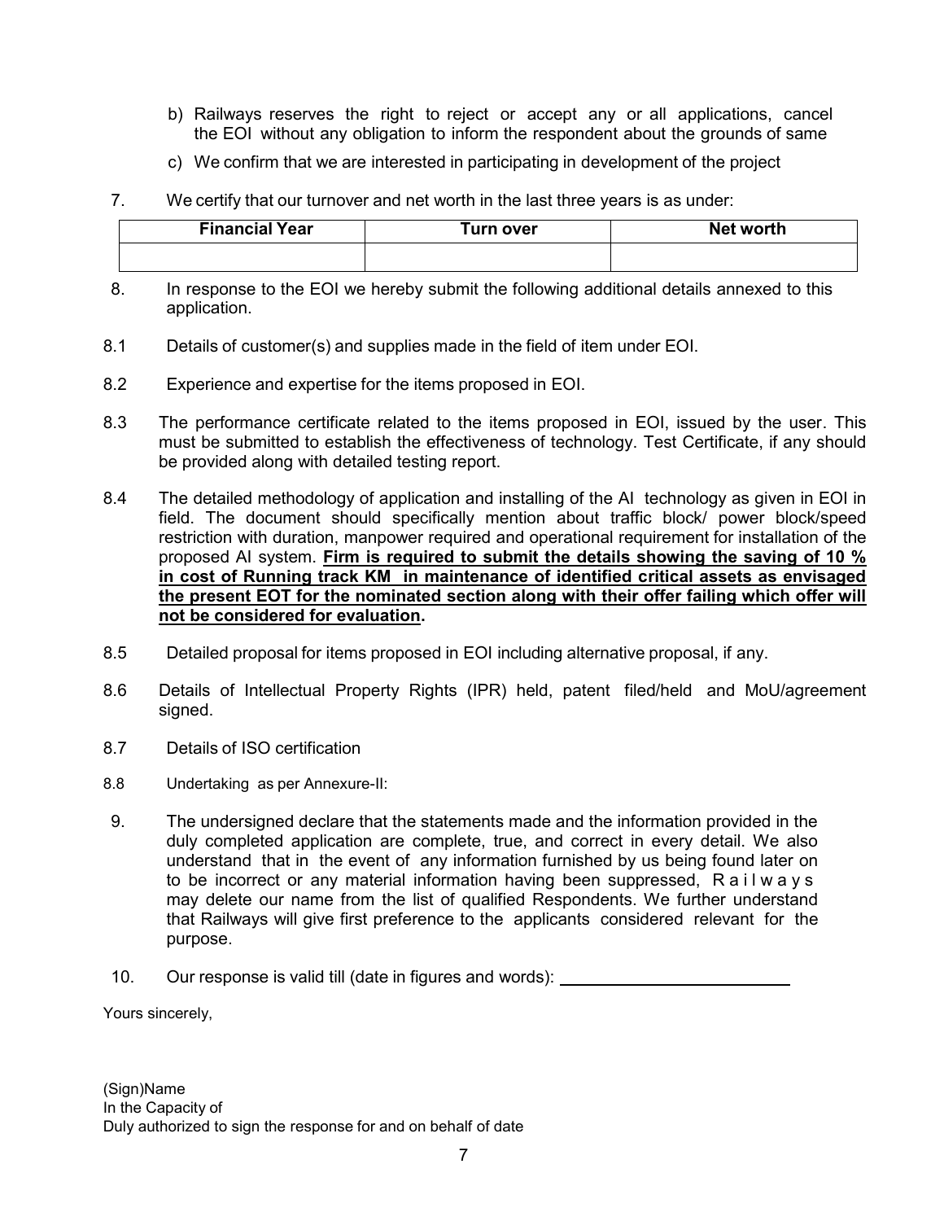b) Railways reserves the right to reject or accept any or all applications, cancel the EOI without any obligation to inform the respondent about the grounds of same

c) We confirm that we are interested in participating in development of the project

7. We certify that our turnover and net worth in the last three years is as under:

| Financial Year | Turn over | Net worth |
|---|---|---|
| | | |

8. In response to the EOI we hereby submit the following additional details annexed to this application.

8.1 Details of customer(s) and supplies made in the field of item under EOI.

8.2 Experience and expertise for the items proposed in EOI.

8.3 The performance certificate related to the items proposed in EOI, issued by the user. This must be submitted to establish the effectiveness of technology. Test Certificate, if any should be provided along with detailed testing report.

8.4 The detailed methodology of application and installing of the AI technology as given in EOI in field. The document should specifically mention about traffic block/ power block/speed restriction with duration, manpower required and operational requirement for installation of the proposed AI system. **Firm is required to submit the details showing the saving of 10 % in cost of Running track KM in maintenance of identified critical assets as envisaged the present EOT for the nominated section along with their offer failing which offer will not be considered for evaluation.**

8.5 Detailed proposal for items proposed in EOI including alternative proposal, if any.

8.6 Details of Intellectual Property Rights (IPR) held, patent filed/held and MoU/agreement signed.

8.7 Details of ISO certification

8.8 Undertaking as per Annexure-II:

9. The undersigned declare that the statements made and the information provided in the duly completed application are complete, true, and correct in every detail. We also understand that in the event of any information furnished by us being found later on to be incorrect or any material information having been suppressed, Railways may delete our name from the list of qualified Respondents. We further understand that Railways will give first preference to the applicants considered relevant for the purpose.

10. Our response is valid till (date in figures and words): ________________________

Yours sincerely,

(Sign)Name
In the Capacity of
Duly authorized to sign the response for and on behalf of date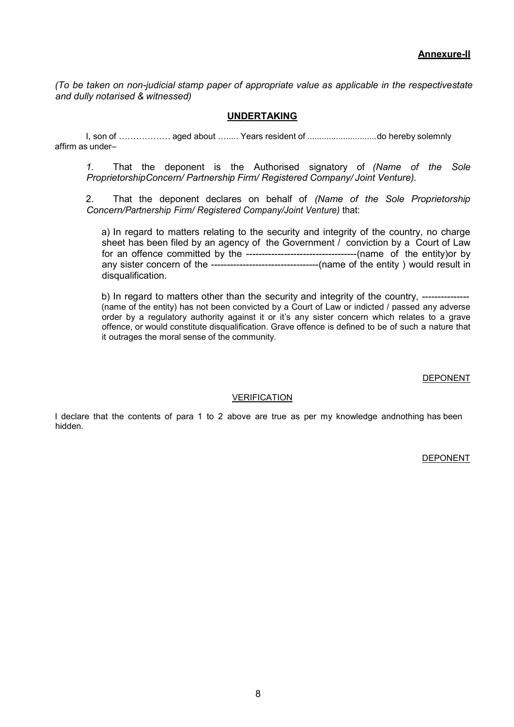**Annexure-II**

*(To be taken on non-judicial stamp paper of appropriate value as applicable in the respectivestate and dully notarised & witnessed)*

## UNDERTAKING

I, son of ……………… aged about …..... Years resident of ............................do hereby solemnly affirm as under–

*1.* That the deponent is the Authorised signatory of *(Name of the Sole ProprietorshipConcern/ Partnership Firm/ Registered Company/ Joint Venture).*

2. That the deponent declares on behalf of *(Name of the Sole Proprietorship Concern/Partnership Firm/ Registered Company/Joint Venture)* that:

a) In regard to matters relating to the security and integrity of the country, no charge sheet has been filed by an agency of the Government / conviction by a Court of Law for an offence committed by the ----------------------------------(name of the entity)or by any sister concern of the ---------------------------------(name of the entity ) would result in disqualification.

b) In regard to matters other than the security and integrity of the country, -------------- (name of the entity) has not been convicted by a Court of Law or indicted / passed any adverse order by a regulatory authority against it or it's any sister concern which relates to a grave offence, or would constitute disqualification. Grave offence is defined to be of such a nature that it outrages the moral sense of the community.

DEPONENT

VERIFICATION

I declare that the contents of para 1 to 2 above are true as per my knowledge andnothing has been hidden.

DEPONENT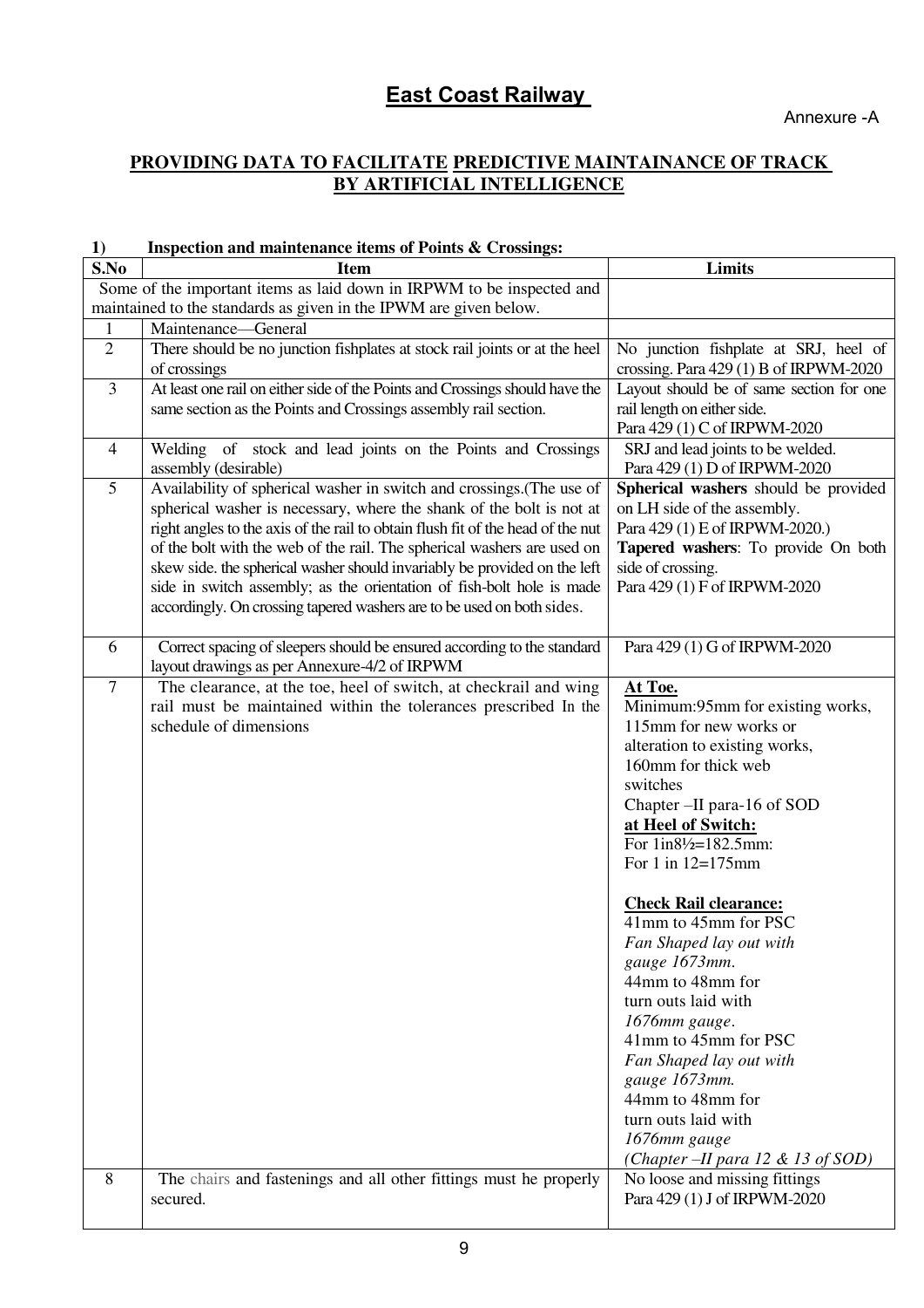# East Coast Railway

Annexure -A

## PROVIDING DATA TO FACILITATE PREDICTIVE MAINTAINANCE OF TRACK BY ARTIFICIAL INTELLIGENCE

### 1) Inspection and maintenance items of Points & Crossings:

| S.No | Item | Limits |
|---|---|---|
| | Some of the important items as laid down in IRPWM to be inspected and maintained to the standards as given in the IPWM are given below. | |
| 1 | Maintenance—General | |
| 2 | There should be no junction fishplates at stock rail joints or at the heel of crossings | No junction fishplate at SRJ, heel of crossing. Para 429 (1) B of IRPWM-2020 |
| 3 | At least one rail on either side of the Points and Crossings should have the same section as the Points and Crossings assembly rail section. | Layout should be of same section for one rail length on either side. Para 429 (1) C of IRPWM-2020 |
| 4 | Welding of stock and lead joints on the Points and Crossings assembly (desirable) | SRJ and lead joints to be welded. Para 429 (1) D of IRPWM-2020 |
| 5 | Availability of spherical washer in switch and crossings.(The use of spherical washer is necessary, where the shank of the bolt is not at right angles to the axis of the rail to obtain flush fit of the head of the nut of the bolt with the web of the rail. The spherical washers are used on skew side. the spherical washer should invariably be provided on the left side in switch assembly; as the orientation of fish-bolt hole is made accordingly. On crossing tapered washers are to be used on both sides. | **Spherical washers** should be provided on LH side of the assembly. Para 429 (1) E of IRPWM-2020.) **Tapered washers**: To provide On both side of crossing. Para 429 (1) F of IRPWM-2020 |
| 6 | Correct spacing of sleepers should be ensured according to the standard layout drawings as per Annexure-4/2 of IRPWM | Para 429 (1) G of IRPWM-2020 |
| 7 | The clearance, at the toe, heel of switch, at checkrail and wing rail must be maintained within the tolerances prescribed In the schedule of dimensions | **At Toe.** Minimum:95mm for existing works, 115mm for new works or alteration to existing works, 160mm for thick web switches Chapter –II para-16 of SOD **at Heel of Switch:** For 1in8½=182.5mm: For 1 in 12=175mm **Check Rail clearance:** 41mm to 45mm for PSC *Fan Shaped lay out with gauge 1673mm*. 44mm to 48mm for turn outs laid with *1676mm gauge*. 41mm to 45mm for PSC *Fan Shaped lay out with gauge 1673mm.* 44mm to 48mm for turn outs laid with *1676mm gauge* *(Chapter –II para 12 & 13 of SOD)* |
| 8 | The chairs and fastenings and all other fittings must he properly secured. | No loose and missing fittings Para 429 (1) J of IRPWM-2020 |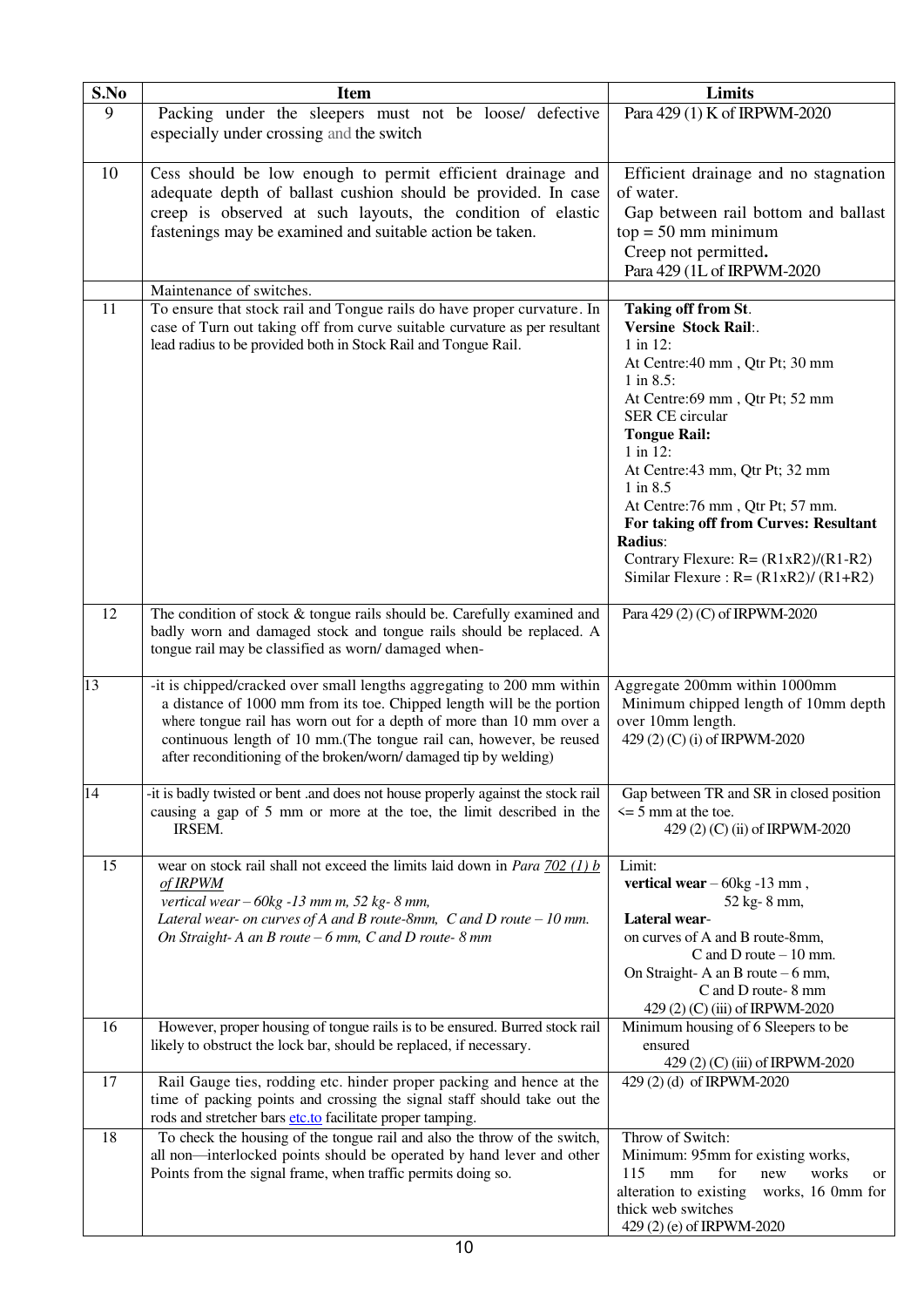| S.No | Item | Limits |
|---|---|---|
| 9 | Packing under the sleepers must not be loose/ defective especially under crossing and the switch | Para 429 (1) K of IRPWM-2020 |
| 10 | Cess should be low enough to permit efficient drainage and adequate depth of ballast cushion should be provided. In case creep is observed at such layouts, the condition of elastic fastenings may be examined and suitable action be taken. | Efficient drainage and no stagnation of water.<br>Gap between rail bottom and ballast top = 50 mm minimum<br>Creep not permitted**.**<br>Para 429 (1L of IRPWM-2020 |
| | Maintenance of switches. | |
| 11 | To ensure that stock rail and Tongue rails do have proper curvature. In case of Turn out taking off from curve suitable curvature as per resultant lead radius to be provided both in Stock Rail and Tongue Rail. | **Taking off from St.**<br>**Versine Stock Rail**:.<br>1 in 12:<br>At Centre:40 mm , Qtr Pt; 30 mm<br>1 in 8.5:<br>At Centre:69 mm , Qtr Pt; 52 mm<br>SER CE circular<br>**Tongue Rail:**<br>1 in 12:<br>At Centre:43 mm, Qtr Pt; 32 mm<br>1 in 8.5<br>At Centre:76 mm , Qtr Pt; 57 mm.<br>**For taking off from Curves: Resultant Radius**:<br>Contrary Flexure: $R= (R1xR2)/(R1-R2)$<br>Similar Flexure : $R= (R1xR2)/ (R1+R2)$ |
| 12 | The condition of stock & tongue rails should be. Carefully examined and badly worn and damaged stock and tongue rails should be replaced. A tongue rail may be classified as worn/ damaged when- | Para 429 (2) (C) of IRPWM-2020 |
| 13 | -it is chipped/cracked over small lengths aggregating to 200 mm within a distance of 1000 mm from its toe. Chipped length will be the portion where tongue rail has worn out for a depth of more than 10 mm over a continuous length of 10 mm.(The tongue rail can, however, be reused after reconditioning of the broken/worn/ damaged tip by welding) | Aggregate 200mm within 1000mm<br>Minimum chipped length of 10mm depth over 10mm length.<br>429 (2) (C) (i) of IRPWM-2020 |
| 14 | -it is badly twisted or bent .and does not house properly against the stock rail causing a gap of 5 mm or more at the toe, the limit described in the IRSEM. | Gap between TR and SR in closed position <= 5 mm at the toe.<br>429 (2) (C) (ii) of IRPWM-2020 |
| 15 | wear on stock rail shall not exceed the limits laid down in *Para 702 (1) b of IRPWM*<br>*vertical wear – 60kg -13 mm m, 52 kg- 8 mm,*<br>*Lateral wear- on curves of A and B route-8mm, C and D route – 10 mm.*<br>*On Straight- A an B route – 6 mm, C and D route- 8 mm* | Limit:<br>**vertical wear** – 60kg -13 mm ,<br>52 kg- 8 mm,<br>**Lateral wear**-<br>on curves of A and B route-8mm,<br>C and D route – 10 mm.<br>On Straight- A an B route – 6 mm,<br>C and D route- 8 mm<br>429 (2) (C) (iii) of IRPWM-2020 |
| 16 | However, proper housing of tongue rails is to be ensured. Burred stock rail likely to obstruct the lock bar, should be replaced, if necessary. | Minimum housing of 6 Sleepers to be ensured<br>429 (2) (C) (iii) of IRPWM-2020 |
| 17 | Rail Gauge ties, rodding etc. hinder proper packing and hence at the time of packing points and crossing the signal staff should take out the rods and stretcher bars etc.to facilitate proper tamping. | 429 (2) (d) of IRPWM-2020 |
| 18 | To check the housing of the tongue rail and also the throw of the switch, all non—interlocked points should be operated by hand lever and other Points from the signal frame, when traffic permits doing so. | Throw of Switch:<br>Minimum: 95mm for existing works, 115 mm for new works or alteration to existing works, 16 0mm for thick web switches<br>429 (2) (e) of IRPWM-2020 |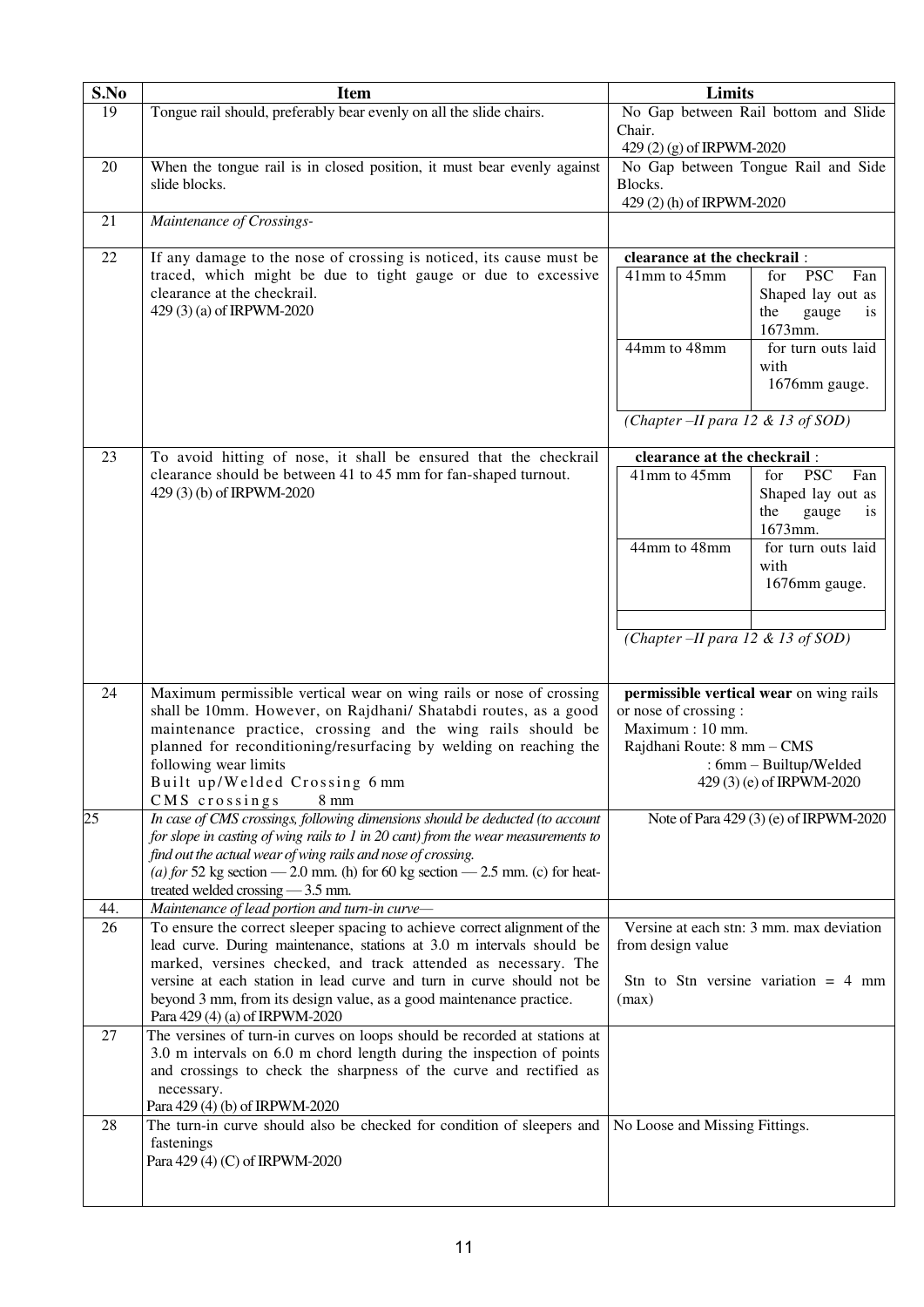| S.No | Item | Limits |
|---|---|---|
| 19 | Tongue rail should, preferably bear evenly on all the slide chairs. | No Gap between Rail bottom and Slide Chair.<br>429 (2) (g) of IRPWM-2020 |
| 20 | When the tongue rail is in closed position, it must bear evenly against slide blocks. | No Gap between Tongue Rail and Side Blocks.<br>429 (2) (h) of IRPWM-2020 |
| 21 | *Maintenance of Crossings-* | |
| 22 | If any damage to the nose of crossing is noticed, its cause must be traced, which might be due to tight gauge or due to excessive clearance at the checkrail.<br>429 (3) (a) of IRPWM-2020 | **clearance at the checkrail** :<br>41mm to 45mm – for PSC Fan Shaped lay out as the gauge is 1673mm.<br>44mm to 48mm – for turn outs laid with 1676mm gauge.<br>*(Chapter –II para 12 & 13 of SOD)* |
| 23 | To avoid hitting of nose, it shall be ensured that the checkrail clearance should be between 41 to 45 mm for fan-shaped turnout.<br>429 (3) (b) of IRPWM-2020 | **clearance at the checkrail** :<br>41mm to 45mm – for PSC Fan Shaped lay out as the gauge is 1673mm.<br>44mm to 48mm – for turn outs laid with 1676mm gauge.<br>*(Chapter –II para 12 & 13 of SOD)* |
| 24 | Maximum permissible vertical wear on wing rails or nose of crossing shall be 10mm. However, on Rajdhani/ Shatabdi routes, as a good maintenance practice, crossing and the wing rails should be planned for reconditioning/resurfacing by welding on reaching the following wear limits<br>Built up/Welded Crossing 6 mm<br>CMS crossings 8 mm | **permissible vertical wear** on wing rails or nose of crossing :<br>Maximum : 10 mm.<br>Rajdhani Route: 8 mm – CMS<br>: 6mm – Builtup/Welded<br>429 (3) (e) of IRPWM-2020 |
| 25 | *In case of CMS crossings, following dimensions should be deducted (to account for slope in casting of wing rails to 1 in 20 cant) from the wear measurements to find out the actual wear of wing rails and nose of crossing.*<br>*(a) for* 52 kg section — 2.0 mm. (h) for 60 kg section — 2.5 mm. (c) for heat-treated welded crossing — 3.5 mm. | Note of Para 429 (3) (e) of IRPWM-2020 |
| 44. | *Maintenance of lead portion and turn-in curve—* | |
| 26 | To ensure the correct sleeper spacing to achieve correct alignment of the lead curve. During maintenance, stations at 3.0 m intervals should be marked, versines checked, and track attended as necessary. The versine at each station in lead curve and turn in curve should not be beyond 3 mm, from its design value, as a good maintenance practice.<br>Para 429 (4) (a) of IRPWM-2020 | Versine at each stn: 3 mm. max deviation from design value<br><br>Stn to Stn versine variation = 4 mm (max) |
| 27 | The versines of turn-in curves on loops should be recorded at stations at 3.0 m intervals on 6.0 m chord length during the inspection of points and crossings to check the sharpness of the curve and rectified as necessary.<br>Para 429 (4) (b) of IRPWM-2020 | |
| 28 | The turn-in curve should also be checked for condition of sleepers and fastenings<br>Para 429 (4) (C) of IRPWM-2020 | No Loose and Missing Fittings. |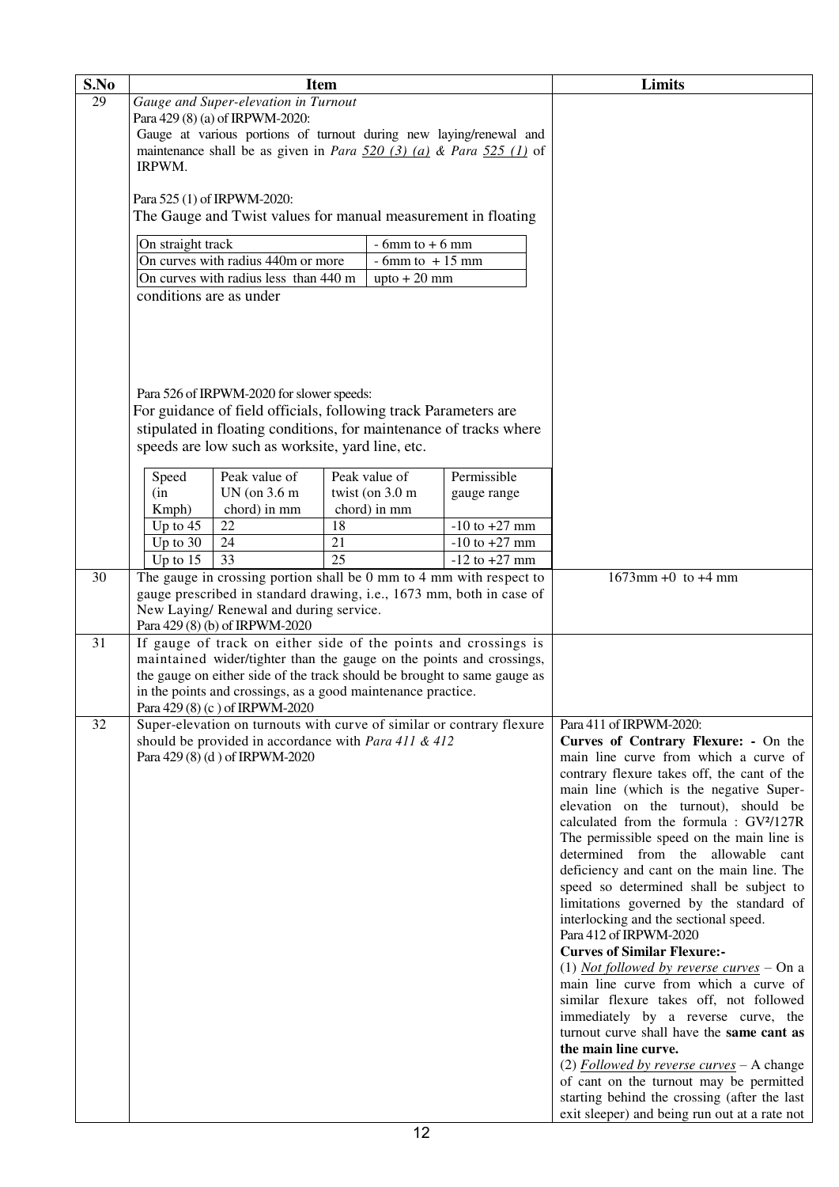| S.No | Item | Limits |
|---|---|---|
| 29 | *Gauge and Super-elevation in Turnout*<br>Para 429 (8) (a) of IRPWM-2020:<br>Gauge at various portions of turnout during new laying/renewal and maintenance shall be as given in *Para 520 (3) (a) & Para 525 (1)* of IRPWM.<br><br>Para 525 (1) of IRPWM-2020:<br>The Gauge and Twist values for manual measurement in floating conditions are as under<br><br>On straight track: - 6mm to + 6 mm<br>On curves with radius 440m or more: - 6mm to + 15 mm<br>On curves with radius less than 440 m: upto + 20 mm<br><br>Para 526 of IRPWM-2020 for slower speeds:<br>For guidance of field officials, following track Parameters are stipulated in floating conditions, for maintenance of tracks where speeds are low such as worksite, yard line, etc.<br><br>Speed (in Kmph) / Peak value of UN (on 3.6 m chord) in mm / Peak value of twist (on 3.0 m chord) in mm / Permissible gauge range<br>Up to 45 / 22 / 18 / -10 to +27 mm<br>Up to 30 / 24 / 21 / -10 to +27 mm<br>Up to 15 / 33 / 25 / -12 to +27 mm | |
| 30 | The gauge in crossing portion shall be 0 mm to 4 mm with respect to gauge prescribed in standard drawing, i.e., 1673 mm, both in case of New Laying/ Renewal and during service.<br>Para 429 (8) (b) of IRPWM-2020 | 1673mm +0 to +4 mm |
| 31 | If gauge of track on either side of the points and crossings is maintained wider/tighter than the gauge on the points and crossings, the gauge on either side of the track should be brought to same gauge as in the points and crossings, as a good maintenance practice.<br>Para 429 (8) (c ) of IRPWM-2020 | |
| 32 | Super-elevation on turnouts with curve of similar or contrary flexure should be provided in accordance with *Para 411 & 412*<br>Para 429 (8) (d ) of IRPWM-2020 | Para 411 of IRPWM-2020:<br>**Curves of Contrary Flexure: -** On the main line curve from which a curve of contrary flexure takes off, the cant of the main line (which is the negative Super-elevation on the turnout), should be calculated from the formula : $GV^2/127R$ The permissible speed on the main line is determined from the allowable cant deficiency and cant on the main line. The speed so determined shall be subject to limitations governed by the standard of interlocking and the sectional speed.<br>Para 412 of IRPWM-2020<br>**Curves of Similar Flexure:-**<br>(1) *Not followed by reverse curves* – On a main line curve from which a curve of similar flexure takes off, not followed immediately by a reverse curve, the turnout curve shall have the **same cant as the main line curve.**<br>(2) *Followed by reverse curves* – A change of cant on the turnout may be permitted starting behind the crossing (after the last exit sleeper) and being run out at a rate not |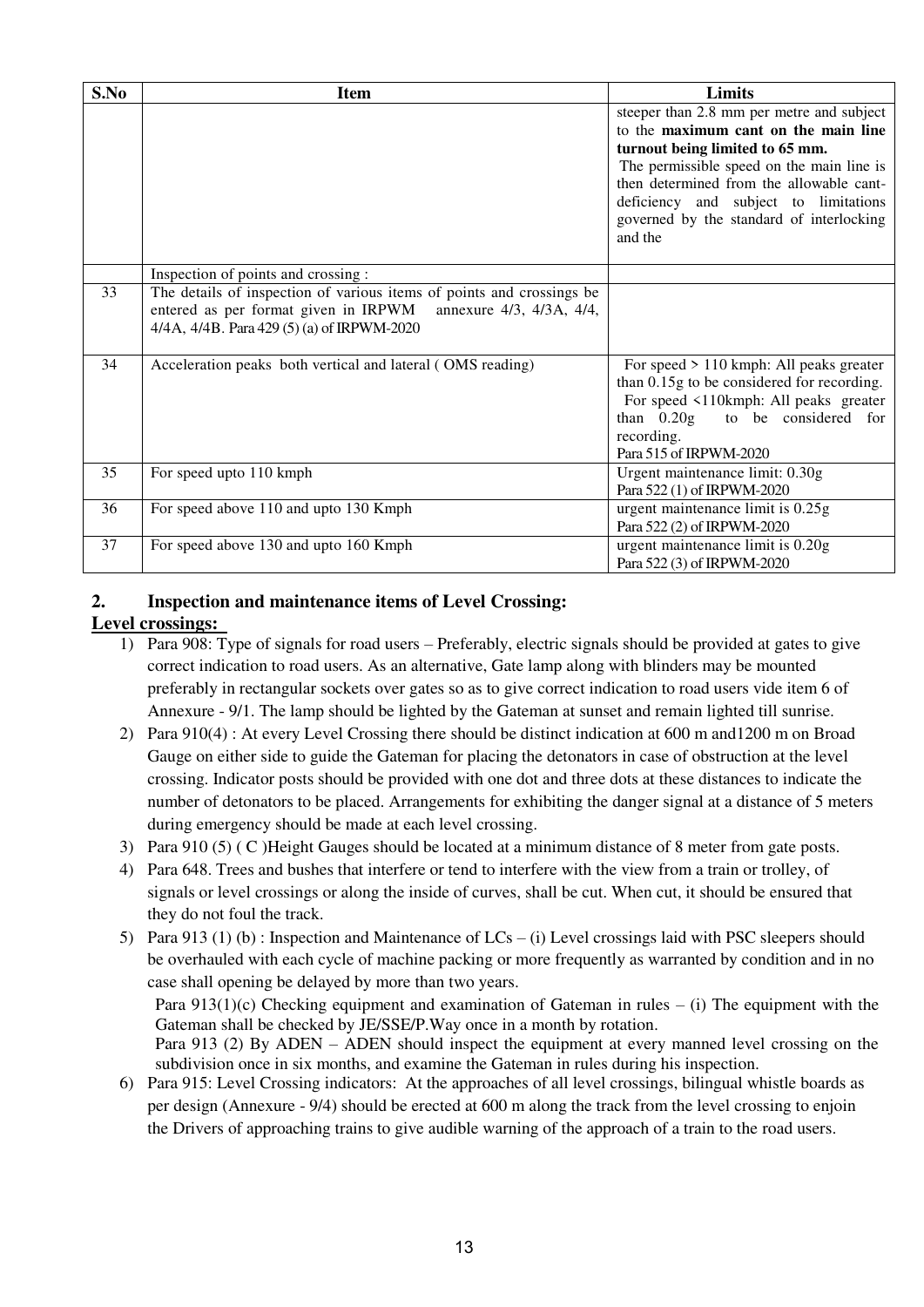| S.No | Item | Limits |
|---|---|---|
| | | steeper than 2.8 mm per metre and subject to the **maximum cant on the main line turnout being limited to 65 mm.** The permissible speed on the main line is then determined from the allowable cant-deficiency and subject to limitations governed by the standard of interlocking and the |
| | Inspection of points and crossing : | |
| 33 | The details of inspection of various items of points and crossings be entered as per format given in IRPWM annexure 4/3, 4/3A, 4/4, 4/4A, 4/4B. Para 429 (5) (a) of IRPWM-2020 | |
| 34 | Acceleration peaks both vertical and lateral ( OMS reading) | For speed > 110 kmph: All peaks greater than 0.15g to be considered for recording. For speed <110kmph: All peaks greater than 0.20g to be considered for recording. Para 515 of IRPWM-2020 |
| 35 | For speed upto 110 kmph | Urgent maintenance limit: 0.30g Para 522 (1) of IRPWM-2020 |
| 36 | For speed above 110 and upto 130 Kmph | urgent maintenance limit is 0.25g Para 522 (2) of IRPWM-2020 |
| 37 | For speed above 130 and upto 160 Kmph | urgent maintenance limit is 0.20g Para 522 (3) of IRPWM-2020 |

## 2. Inspection and maintenance items of Level Crossing:

**Level crossings:**

1) Para 908: Type of signals for road users – Preferably, electric signals should be provided at gates to give correct indication to road users. As an alternative, Gate lamp along with blinders may be mounted preferably in rectangular sockets over gates so as to give correct indication to road users vide item 6 of Annexure - 9/1. The lamp should be lighted by the Gateman at sunset and remain lighted till sunrise.
2) Para 910(4) : At every Level Crossing there should be distinct indication at 600 m and1200 m on Broad Gauge on either side to guide the Gateman for placing the detonators in case of obstruction at the level crossing. Indicator posts should be provided with one dot and three dots at these distances to indicate the number of detonators to be placed. Arrangements for exhibiting the danger signal at a distance of 5 meters during emergency should be made at each level crossing.
3) Para 910 (5) ( C )Height Gauges should be located at a minimum distance of 8 meter from gate posts.
4) Para 648. Trees and bushes that interfere or tend to interfere with the view from a train or trolley, of signals or level crossings or along the inside of curves, shall be cut. When cut, it should be ensured that they do not foul the track.
5) Para 913 (1) (b) : Inspection and Maintenance of LCs – (i) Level crossings laid with PSC sleepers should be overhauled with each cycle of machine packing or more frequently as warranted by condition and in no case shall opening be delayed by more than two years.

   Para 913(1)(c) Checking equipment and examination of Gateman in rules – (i) The equipment with the Gateman shall be checked by JE/SSE/P.Way once in a month by rotation.

   Para 913 (2) By ADEN – ADEN should inspect the equipment at every manned level crossing on the subdivision once in six months, and examine the Gateman in rules during his inspection.
6) Para 915: Level Crossing indicators: At the approaches of all level crossings, bilingual whistle boards as per design (Annexure - 9/4) should be erected at 600 m along the track from the level crossing to enjoin the Drivers of approaching trains to give audible warning of the approach of a train to the road users.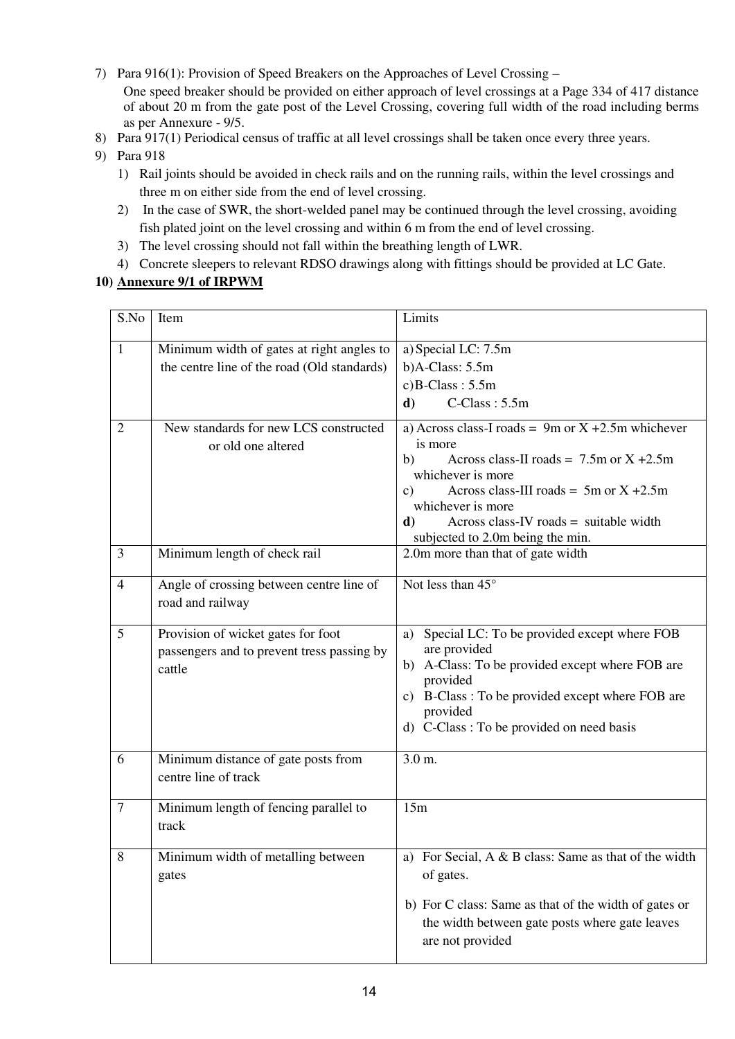7) Para 916(1): Provision of Speed Breakers on the Approaches of Level Crossing –

   One speed breaker should be provided on either approach of level crossings at a Page 334 of 417 distance of about 20 m from the gate post of the Level Crossing, covering full width of the road including berms as per Annexure - 9/5.

8) Para 917(1) Periodical census of traffic at all level crossings shall be taken once every three years.

9) Para 918

   1) Rail joints should be avoided in check rails and on the running rails, within the level crossings and three m on either side from the end of level crossing.
   2) In the case of SWR, the short-welded panel may be continued through the level crossing, avoiding fish plated joint on the level crossing and within 6 m from the end of level crossing.
   3) The level crossing should not fall within the breathing length of LWR.
   4) Concrete sleepers to relevant RDSO drawings along with fittings should be provided at LC Gate.

**10) Annexure 9/1 of IRPWM**

| S.No | Item | Limits |
|---|---|---|
| 1 | Minimum width of gates at right angles to the centre line of the road (Old standards) | a) Special LC: 7.5m<br>b) A-Class: 5.5m<br>c) B-Class : 5.5m<br>**d)** C-Class : 5.5m |
| 2 | New standards for new LCS constructed or old one altered | a) Across class-I roads = 9m or X +2.5m whichever is more<br>b) Across class-II roads = 7.5m or X +2.5m whichever is more<br>c) Across class-III roads = 5m or X +2.5m whichever is more<br>**d)** Across class-IV roads = suitable width subjected to 2.0m being the min. |
| 3 | Minimum length of check rail | 2.0m more than that of gate width |
| 4 | Angle of crossing between centre line of road and railway | Not less than 45° |
| 5 | Provision of wicket gates for foot passengers and to prevent tress passing by cattle | a) Special LC: To be provided except where FOB are provided<br>b) A-Class: To be provided except where FOB are provided<br>c) B-Class : To be provided except where FOB are provided<br>d) C-Class : To be provided on need basis |
| 6 | Minimum distance of gate posts from centre line of track | 3.0 m. |
| 7 | Minimum length of fencing parallel to track | 15m |
| 8 | Minimum width of metalling between gates | a) For Secial, A & B class: Same as that of the width of gates.<br>b) For C class: Same as that of the width of gates or the width between gate posts where gate leaves are not provided |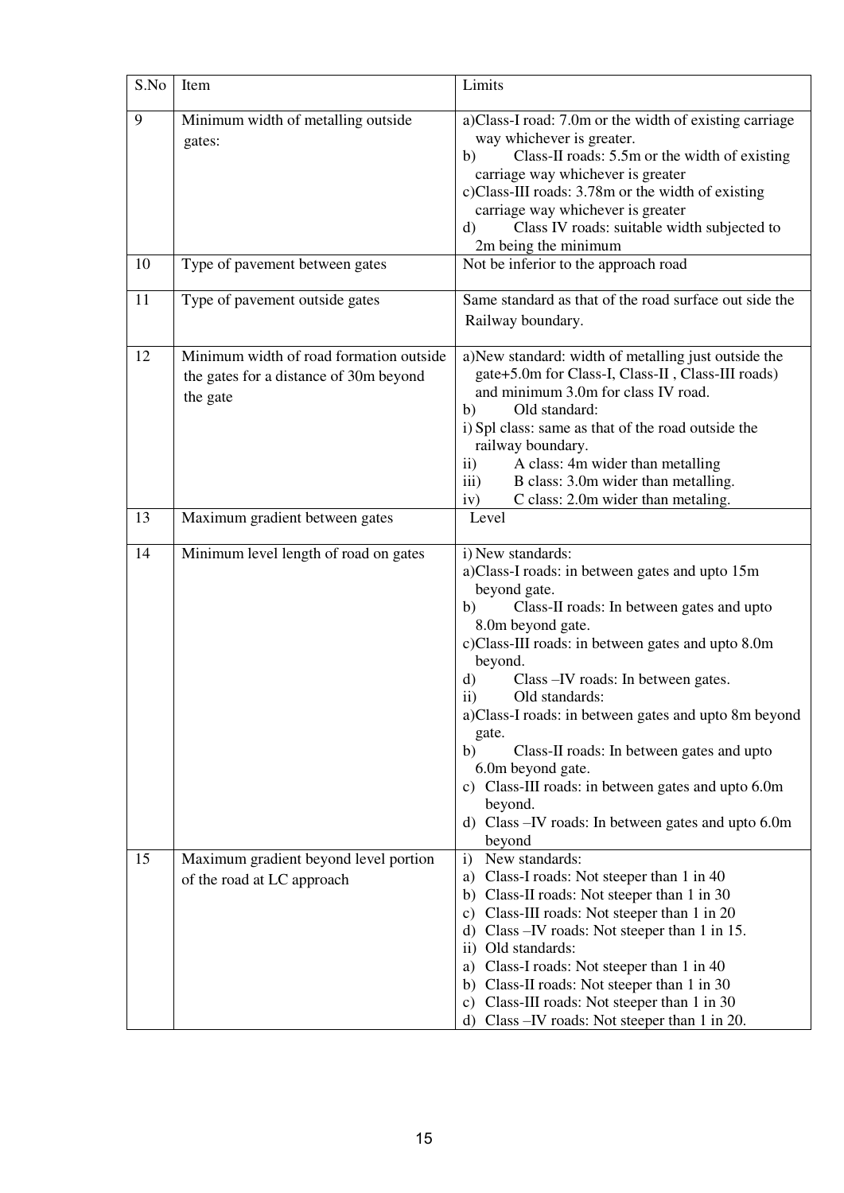| S.No | Item | Limits |
|---|---|---|
| 9 | Minimum width of metalling outside gates: | a)Class-I road: 7.0m or the width of existing carriage way whichever is greater.<br>b) Class-II roads: 5.5m or the width of existing carriage way whichever is greater<br>c)Class-III roads: 3.78m or the width of existing carriage way whichever is greater<br>d) Class IV roads: suitable width subjected to 2m being the minimum |
| 10 | Type of pavement between gates | Not be inferior to the approach road |
| 11 | Type of pavement outside gates | Same standard as that of the road surface out side the Railway boundary. |
| 12 | Minimum width of road formation outside the gates for a distance of 30m beyond the gate | a)New standard: width of metalling just outside the gate+5.0m for Class-I, Class-II , Class-III roads) and minimum 3.0m for class IV road.<br>b) Old standard:<br>i) Spl class: same as that of the road outside the railway boundary.<br>ii) A class: 4m wider than metalling<br>iii) B class: 3.0m wider than metalling.<br>iv) C class: 2.0m wider than metaling. |
| 13 | Maximum gradient between gates | Level |
| 14 | Minimum level length of road on gates | i) New standards:<br>a)Class-I roads: in between gates and upto 15m beyond gate.<br>b) Class-II roads: In between gates and upto 8.0m beyond gate.<br>c)Class-III roads: in between gates and upto 8.0m beyond.<br>d) Class –IV roads: In between gates.<br>ii) Old standards:<br>a)Class-I roads: in between gates and upto 8m beyond gate.<br>b) Class-II roads: In between gates and upto 6.0m beyond gate.<br>c) Class-III roads: in between gates and upto 6.0m beyond.<br>d) Class –IV roads: In between gates and upto 6.0m beyond |
| 15 | Maximum gradient beyond level portion of the road at LC approach | i) New standards:<br>a) Class-I roads: Not steeper than 1 in 40<br>b) Class-II roads: Not steeper than 1 in 30<br>c) Class-III roads: Not steeper than 1 in 20<br>d) Class –IV roads: Not steeper than 1 in 15.<br>ii) Old standards:<br>a) Class-I roads: Not steeper than 1 in 40<br>b) Class-II roads: Not steeper than 1 in 30<br>c) Class-III roads: Not steeper than 1 in 30<br>d) Class –IV roads: Not steeper than 1 in 20. |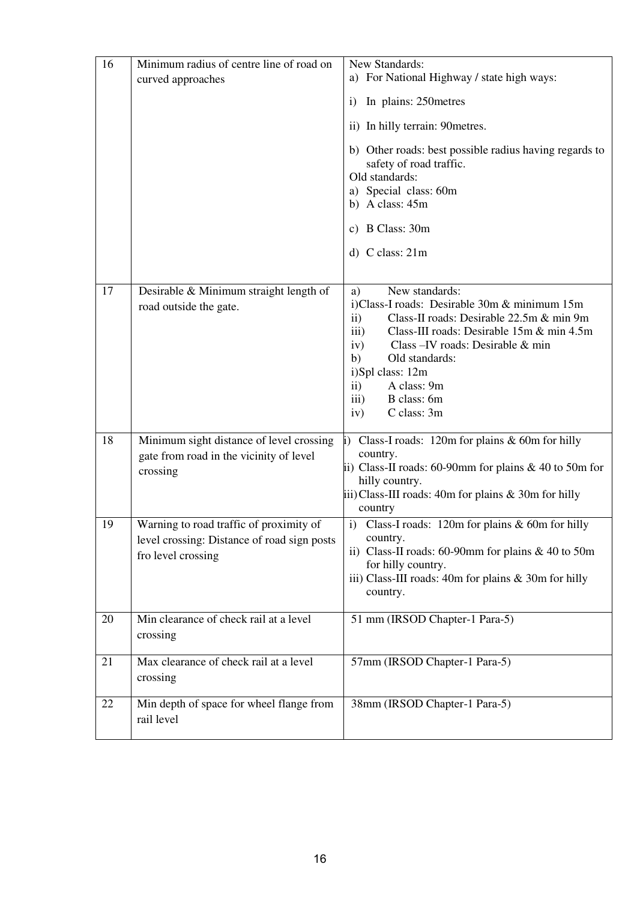| 16 | Minimum radius of centre line of road on curved approaches | New Standards:<br>a) For National Highway / state high ways:<br>i) In plains: 250metres<br>ii) In hilly terrain: 90metres.<br>b) Other roads: best possible radius having regards to safety of road traffic.<br>Old standards:<br>a) Special class: 60m<br>b) A class: 45m<br>c) B Class: 30m<br>d) C class: 21m |
|---|---|---|
| 17 | Desirable & Minimum straight length of road outside the gate. | a) New standards:<br>i)Class-I roads: Desirable 30m & minimum 15m<br>ii) Class-II roads: Desirable 22.5m & min 9m<br>iii) Class-III roads: Desirable 15m & min 4.5m<br>iv) Class –IV roads: Desirable & min<br>b) Old standards:<br>i)Spl class: 12m<br>ii) A class: 9m<br>iii) B class: 6m<br>iv) C class: 3m |
| 18 | Minimum sight distance of level crossing gate from road in the vicinity of level crossing | i) Class-I roads: 120m for plains & 60m for hilly country.<br>ii) Class-II roads: 60-90mm for plains & 40 to 50m for hilly country.<br>iii) Class-III roads: 40m for plains & 30m for hilly country |
| 19 | Warning to road traffic of proximity of level crossing: Distance of road sign posts fro level crossing | i) Class-I roads: 120m for plains & 60m for hilly country.<br>ii) Class-II roads: 60-90mm for plains & 40 to 50m for hilly country.<br>iii) Class-III roads: 40m for plains & 30m for hilly country. |
| 20 | Min clearance of check rail at a level crossing | 51 mm (IRSOD Chapter-1 Para-5) |
| 21 | Max clearance of check rail at a level crossing | 57mm (IRSOD Chapter-1 Para-5) |
| 22 | Min depth of space for wheel flange from rail level | 38mm (IRSOD Chapter-1 Para-5) |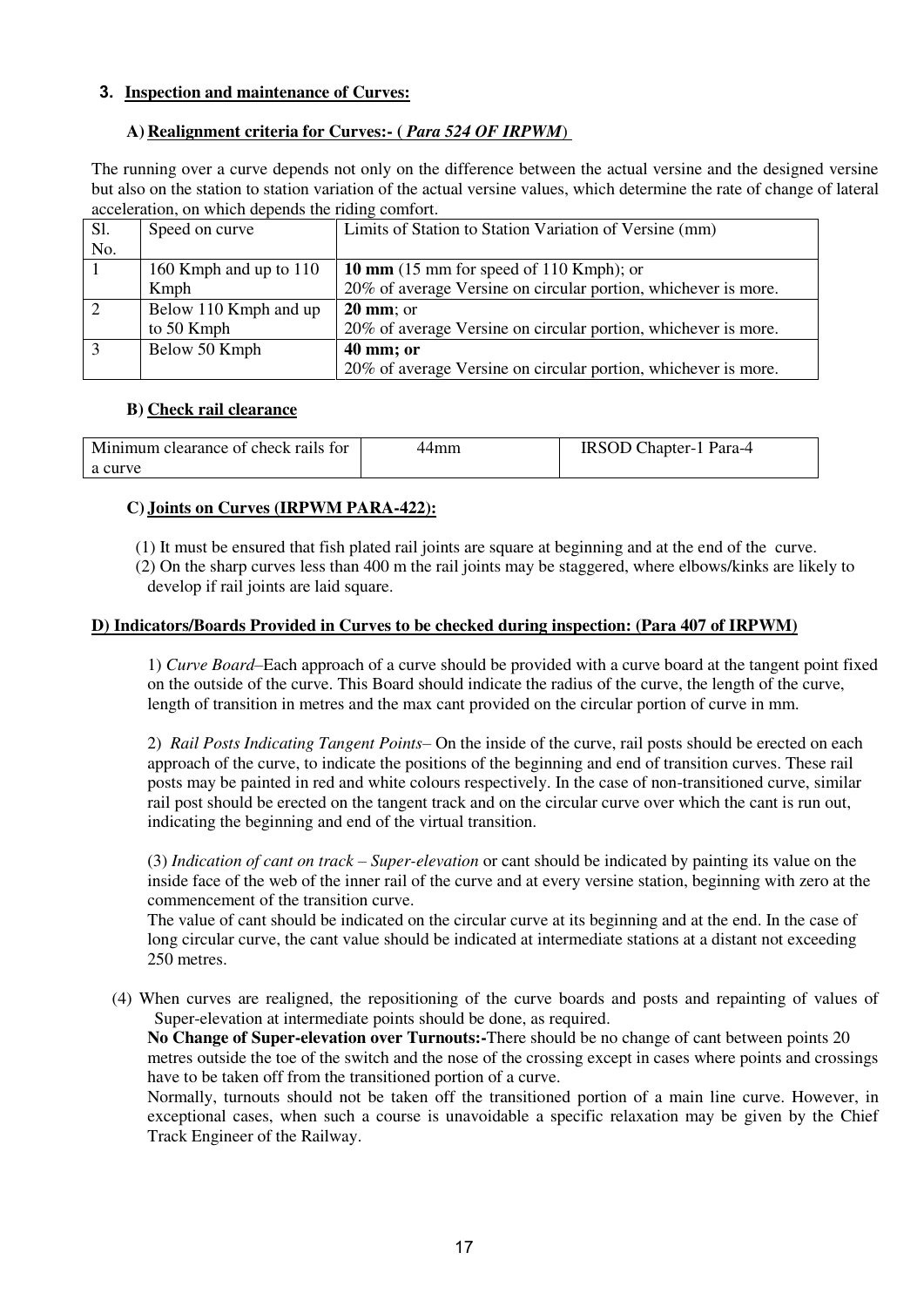### 3. Inspection and maintenance of Curves:

#### A) Realignment criteria for Curves:- ( *Para 524 OF IRPWM*)

The running over a curve depends not only on the difference between the actual versine and the designed versine but also on the station to station variation of the actual versine values, which determine the rate of change of lateral acceleration, on which depends the riding comfort.

| Sl. No. | Speed on curve | Limits of Station to Station Variation of Versine (mm) |
|---|---|---|
| 1 | 160 Kmph and up to 110 Kmph | **10 mm** (15 mm for speed of 110 Kmph); or 20% of average Versine on circular portion, whichever is more. |
| 2 | Below 110 Kmph and up to 50 Kmph | **20 mm**; or 20% of average Versine on circular portion, whichever is more. |
| 3 | Below 50 Kmph | **40 mm; or** 20% of average Versine on circular portion, whichever is more. |

#### B) Check rail clearance

| Minimum clearance of check rails for a curve | 44mm | IRSOD Chapter-1 Para-4 |
|---|---|---|

#### C) Joints on Curves (IRPWM PARA-422):

(1) It must be ensured that fish plated rail joints are square at beginning and at the end of the curve.
(2) On the sharp curves less than 400 m the rail joints may be staggered, where elbows/kinks are likely to develop if rail joints are laid square.

#### D) Indicators/Boards Provided in Curves to be checked during inspection: (Para 407 of IRPWM)

1) *Curve Board*–Each approach of a curve should be provided with a curve board at the tangent point fixed on the outside of the curve. This Board should indicate the radius of the curve, the length of the curve, length of transition in metres and the max cant provided on the circular portion of curve in mm.

2) *Rail Posts Indicating Tangent Points*– On the inside of the curve, rail posts should be erected on each approach of the curve, to indicate the positions of the beginning and end of transition curves. These rail posts may be painted in red and white colours respectively. In the case of non-transitioned curve, similar rail post should be erected on the tangent track and on the circular curve over which the cant is run out, indicating the beginning and end of the virtual transition.

(3) *Indication of cant on track – Super-elevation* or cant should be indicated by painting its value on the inside face of the web of the inner rail of the curve and at every versine station, beginning with zero at the commencement of the transition curve.
The value of cant should be indicated on the circular curve at its beginning and at the end. In the case of long circular curve, the cant value should be indicated at intermediate stations at a distant not exceeding 250 metres.

(4) When curves are realigned, the repositioning of the curve boards and posts and repainting of values of Super-elevation at intermediate points should be done, as required.

**No Change of Super-elevation over Turnouts:-**There should be no change of cant between points 20 metres outside the toe of the switch and the nose of the crossing except in cases where points and crossings have to be taken off from the transitioned portion of a curve.

Normally, turnouts should not be taken off the transitioned portion of a main line curve. However, in exceptional cases, when such a course is unavoidable a specific relaxation may be given by the Chief Track Engineer of the Railway.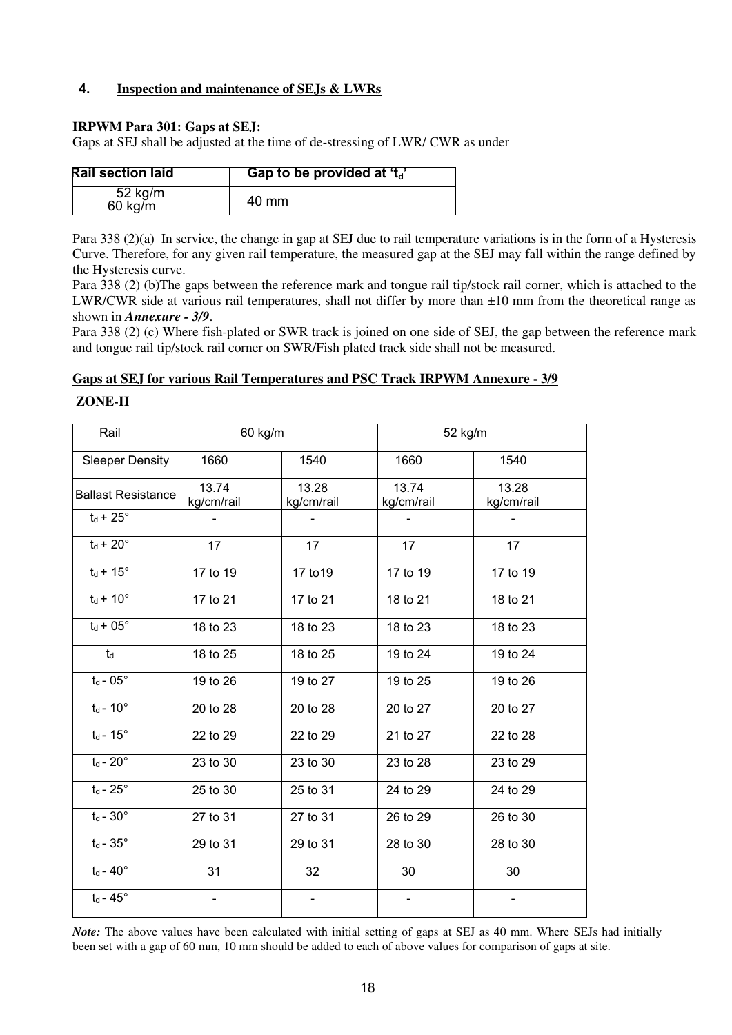## 4. Inspection and maintenance of SEJs & LWRs

**IRPWM Para 301: Gaps at SEJ:**

Gaps at SEJ shall be adjusted at the time of de-stressing of LWR/ CWR as under

| Rail section laid | Gap to be provided at '$t_d$' |
|---|---|
| 52 kg/m<br>60 kg/m | 40 mm |

Para 338 (2)(a) In service, the change in gap at SEJ due to rail temperature variations is in the form of a Hysteresis Curve. Therefore, for any given rail temperature, the measured gap at the SEJ may fall within the range defined by the Hysteresis curve.

Para 338 (2) (b)The gaps between the reference mark and tongue rail tip/stock rail corner, which is attached to the LWR/CWR side at various rail temperatures, shall not differ by more than ±10 mm from the theoretical range as shown in ***Annexure - 3/9***.

Para 338 (2) (c) Where fish-plated or SWR track is joined on one side of SEJ, the gap between the reference mark and tongue rail tip/stock rail corner on SWR/Fish plated track side shall not be measured.

**Gaps at SEJ for various Rail Temperatures and PSC Track IRPWM Annexure - 3/9**

**ZONE-II**

| Rail | 60 kg/m | | 52 kg/m | |
|---|---|---|---|---|
| Sleeper Density | 1660 | 1540 | 1660 | 1540 |
| Ballast Resistance | 13.74 kg/cm/rail | 13.28 kg/cm/rail | 13.74 kg/cm/rail | 13.28 kg/cm/rail |
| $t_d$ + 25° | - | - | - | - |
| $t_d$ + 20° | 17 | 17 | 17 | 17 |
| $t_d$ + 15° | 17 to 19 | 17 to19 | 17 to 19 | 17 to 19 |
| $t_d$ + 10° | 17 to 21 | 17 to 21 | 18 to 21 | 18 to 21 |
| $t_d$ + 05° | 18 to 23 | 18 to 23 | 18 to 23 | 18 to 23 |
| $t_d$ | 18 to 25 | 18 to 25 | 19 to 24 | 19 to 24 |
| $t_d$ - 05° | 19 to 26 | 19 to 27 | 19 to 25 | 19 to 26 |
| $t_d$ - 10° | 20 to 28 | 20 to 28 | 20 to 27 | 20 to 27 |
| $t_d$ - 15° | 22 to 29 | 22 to 29 | 21 to 27 | 22 to 28 |
| $t_d$ - 20° | 23 to 30 | 23 to 30 | 23 to 28 | 23 to 29 |
| $t_d$ - 25° | 25 to 30 | 25 to 31 | 24 to 29 | 24 to 29 |
| $t_d$ - 30° | 27 to 31 | 27 to 31 | 26 to 29 | 26 to 30 |
| $t_d$ - 35° | 29 to 31 | 29 to 31 | 28 to 30 | 28 to 30 |
| $t_d$ - 40° | 31 | 32 | 30 | 30 |
| $t_d$ - 45° | - | - | - | - |

***Note:*** The above values have been calculated with initial setting of gaps at SEJ as 40 mm. Where SEJs had initially been set with a gap of 60 mm, 10 mm should be added to each of above values for comparison of gaps at site.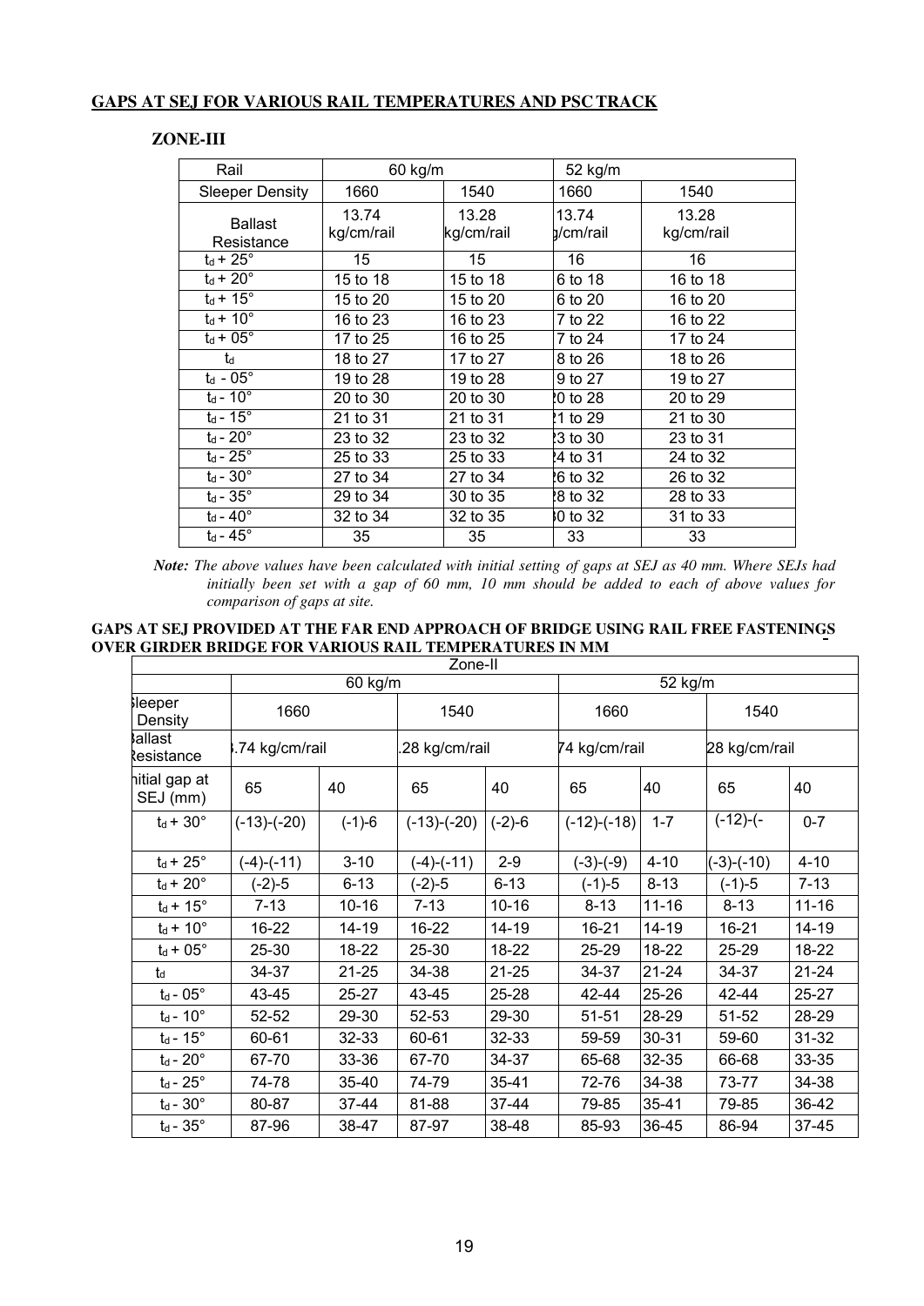**GAPS AT SEJ FOR VARIOUS RAIL TEMPERATURES AND PSC TRACK**

**ZONE-III**

| Rail | 60 kg/m | | 52 kg/m | |
|---|---|---|---|---|
| Sleeper Density | 1660 | 1540 | 1660 | 1540 |
| Ballast Resistance | 13.74 kg/cm/rail | 13.28 kg/cm/rail | 13.74 kg/cm/rail | 13.28 kg/cm/rail |
| $t_d + 25°$ | 15 | 15 | 16 | 16 |
| $t_d + 20°$ | 15 to 18 | 15 to 18 | 16 to 18 | 16 to 18 |
| $t_d + 15°$ | 15 to 20 | 15 to 20 | 16 to 20 | 16 to 20 |
| $t_d + 10°$ | 16 to 23 | 16 to 23 | 17 to 22 | 16 to 22 |
| $t_d + 05°$ | 17 to 25 | 16 to 25 | 17 to 24 | 17 to 24 |
| $t_d$ | 18 to 27 | 17 to 27 | 18 to 26 | 18 to 26 |
| $t_d$ - 05° | 19 to 28 | 19 to 28 | 19 to 27 | 19 to 27 |
| $t_d$ - 10° | 20 to 30 | 20 to 30 | 20 to 28 | 20 to 29 |
| $t_d$ - 15° | 21 to 31 | 21 to 31 | 21 to 29 | 21 to 30 |
| $t_d$ - 20° | 23 to 32 | 23 to 32 | 23 to 30 | 23 to 31 |
| $t_d$ - 25° | 25 to 33 | 25 to 33 | 24 to 31 | 24 to 32 |
| $t_d$ - 30° | 27 to 34 | 27 to 34 | 26 to 32 | 26 to 32 |
| $t_d$ - 35° | 29 to 34 | 30 to 35 | 28 to 32 | 28 to 33 |
| $t_d$ - 40° | 32 to 34 | 32 to 35 | 30 to 32 | 31 to 33 |
| $t_d$ - 45° | 35 | 35 | 33 | 33 |

***Note:** The above values have been calculated with initial setting of gaps at SEJ as 40 mm. Where SEJs had initially been set with a gap of 60 mm, 10 mm should be added to each of above values for comparison of gaps at site.*

**GAPS AT SEJ PROVIDED AT THE FAR END APPROACH OF BRIDGE USING RAIL FREE FASTENINGS OVER GIRDER BRIDGE FOR VARIOUS RAIL TEMPERATURES IN MM**

| Zone-II | | | | | | | | |
|---|---|---|---|---|---|---|---|---|
| | 60 kg/m | | | | 52 kg/m | | | |
| Sleeper Density | 1660 | | 1540 | | 1660 | | 1540 | |
| Ballast Resistance | 13.74 kg/cm/rail | | 13.28 kg/cm/rail | | 13.74 kg/cm/rail | | 13.28 kg/cm/rail | |
| Initial gap at SEJ (mm) | 65 | 40 | 65 | 40 | 65 | 40 | 65 | 40 |
| $t_d + 30°$ | (-13)-(-20) | (-1)-6 | (-13)-(-20) | (-2)-6 | (-12)-(-18) | 1-7 | (-12)-(- | 0-7 |
| $t_d + 25°$ | (-4)-(-11) | 3-10 | (-4)-(-11) | 2-9 | (-3)-(-9) | 4-10 | (-3)-(-10) | 4-10 |
| $t_d + 20°$ | (-2)-5 | 6-13 | (-2)-5 | 6-13 | (-1)-5 | 8-13 | (-1)-5 | 7-13 |
| $t_d + 15°$ | 7-13 | 10-16 | 7-13 | 10-16 | 8-13 | 11-16 | 8-13 | 11-16 |
| $t_d + 10°$ | 16-22 | 14-19 | 16-22 | 14-19 | 16-21 | 14-19 | 16-21 | 14-19 |
| $t_d + 05°$ | 25-30 | 18-22 | 25-30 | 18-22 | 25-29 | 18-22 | 25-29 | 18-22 |
| $t_d$ | 34-37 | 21-25 | 34-38 | 21-25 | 34-37 | 21-24 | 34-37 | 21-24 |
| $t_d$ - 05° | 43-45 | 25-27 | 43-45 | 25-28 | 42-44 | 25-26 | 42-44 | 25-27 |
| $t_d$ - 10° | 52-52 | 29-30 | 52-53 | 29-30 | 51-51 | 28-29 | 51-52 | 28-29 |
| $t_d$ - 15° | 60-61 | 32-33 | 60-61 | 32-33 | 59-59 | 30-31 | 59-60 | 31-32 |
| $t_d$ - 20° | 67-70 | 33-36 | 67-70 | 34-37 | 65-68 | 32-35 | 66-68 | 33-35 |
| $t_d$ - 25° | 74-78 | 35-40 | 74-79 | 35-41 | 72-76 | 34-38 | 73-77 | 34-38 |
| $t_d$ - 30° | 80-87 | 37-44 | 81-88 | 37-44 | 79-85 | 35-41 | 79-85 | 36-42 |
| $t_d$ - 35° | 87-96 | 38-47 | 87-97 | 38-48 | 85-93 | 36-45 | 86-94 | 37-45 |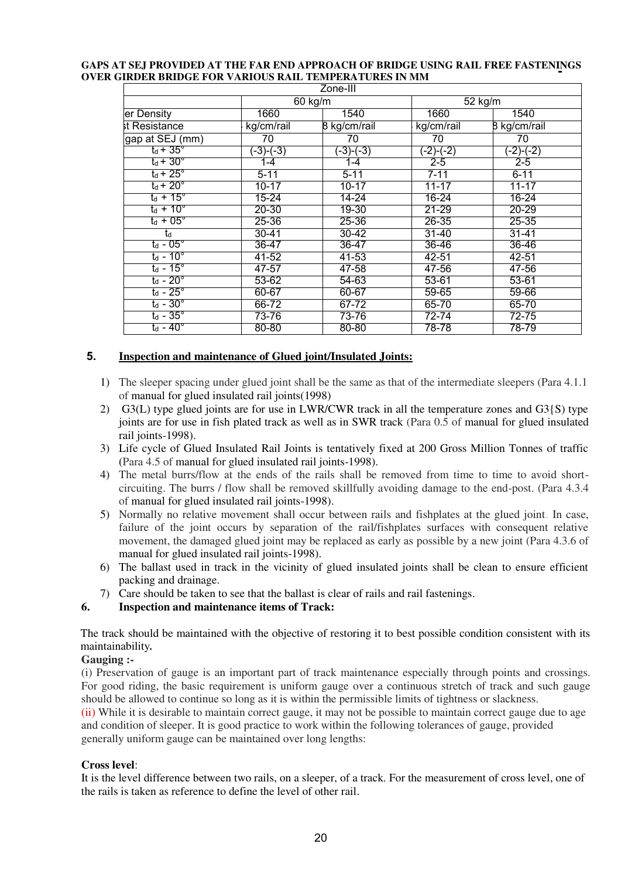**GAPS AT SEJ PROVIDED AT THE FAR END APPROACH OF BRIDGE USING RAIL FREE FASTENINGS OVER GIRDER BRIDGE FOR VARIOUS RAIL TEMPERATURES IN MM**

| Zone-III | | | | |
|---|---|---|---|---|
| | 60 kg/m | | 52 kg/m | |
| er Density | 1660 | 1540 | 1660 | 1540 |
| st Resistance | kg/cm/rail | 8 kg/cm/rail | kg/cm/rail | 8 kg/cm/rail |
| gap at SEJ (mm) | 70 | 70 | 70 | 70 |
| $t_d + 35°$ | (-3)-(-3) | (-3)-(-3) | (-2)-(-2) | (-2)-(-2) |
| $t_d + 30°$ | 1-4 | 1-4 | 2-5 | 2-5 |
| $t_d + 25°$ | 5-11 | 5-11 | 7-11 | 6-11 |
| $t_d + 20°$ | 10-17 | 10-17 | 11-17 | 11-17 |
| $t_d + 15°$ | 15-24 | 14-24 | 16-24 | 16-24 |
| $t_d + 10°$ | 20-30 | 19-30 | 21-29 | 20-29 |
| $t_d + 05°$ | 25-36 | 25-36 | 26-35 | 25-35 |
| $t_d$ | 30-41 | 30-42 | 31-40 | 31-41 |
| $t_d - 05°$ | 36-47 | 36-47 | 36-46 | 36-46 |
| $t_d - 10°$ | 41-52 | 41-53 | 42-51 | 42-51 |
| $t_d - 15°$ | 47-57 | 47-58 | 47-56 | 47-56 |
| $t_d - 20°$ | 53-62 | 54-63 | 53-61 | 53-61 |
| $t_d - 25°$ | 60-67 | 60-67 | 59-65 | 59-66 |
| $t_d - 30°$ | 66-72 | 67-72 | 65-70 | 65-70 |
| $t_d - 35°$ | 73-76 | 73-76 | 72-74 | 72-75 |
| $t_d - 40°$ | 80-80 | 80-80 | 78-78 | 78-79 |

## 5. Inspection and maintenance of Glued joint/Insulated Joints:

1) The sleeper spacing under glued joint shall be the same as that of the intermediate sleepers (Para 4.1.1 of manual for glued insulated rail joints(1998)
2) G3(L) type glued joints are for use in LWR/CWR track in all the temperature zones and G3{S) type joints are for use in fish plated track as well as in SWR track (Para 0.5 of manual for glued insulated rail joints-1998).
3) Life cycle of Glued Insulated Rail Joints is tentatively fixed at 200 Gross Million Tonnes of traffic (Para 4.5 of manual for glued insulated rail joints-1998).
4) The metal burrs/flow at the ends of the rails shall be removed from time to time to avoid short-circuiting. The burrs / flow shall be removed skillfully avoiding damage to the end-post. (Para 4.3.4 of manual for glued insulated rail joints-1998).
5) Normally no relative movement shall occur between rails and fishplates at the glued joint. In case, failure of the joint occurs by separation of the rail/fishplates surfaces with consequent relative movement, the damaged glued joint may be replaced as early as possible by a new joint (Para 4.3.6 of manual for glued insulated rail joints-1998).
6) The ballast used in track in the vicinity of glued insulated joints shall be clean to ensure efficient packing and drainage.
7) Care should be taken to see that the ballast is clear of rails and rail fastenings.

## 6. Inspection and maintenance items of Track:

The track should be maintained with the objective of restoring it to best possible condition consistent with its maintainability**.**

**Gauging :-**

(i) Preservation of gauge is an important part of track maintenance especially through points and crossings. For good riding, the basic requirement is uniform gauge over a continuous stretch of track and such gauge should be allowed to continue so long as it is within the permissible limits of tightness or slackness.

(ii) While it is desirable to maintain correct gauge, it may not be possible to maintain correct gauge due to age and condition of sleeper. It is good practice to work within the following tolerances of gauge, provided generally uniform gauge can be maintained over long lengths:

**Cross level**:

It is the level difference between two rails, on a sleeper, of a track. For the measurement of cross level, one of the rails is taken as reference to define the level of other rail.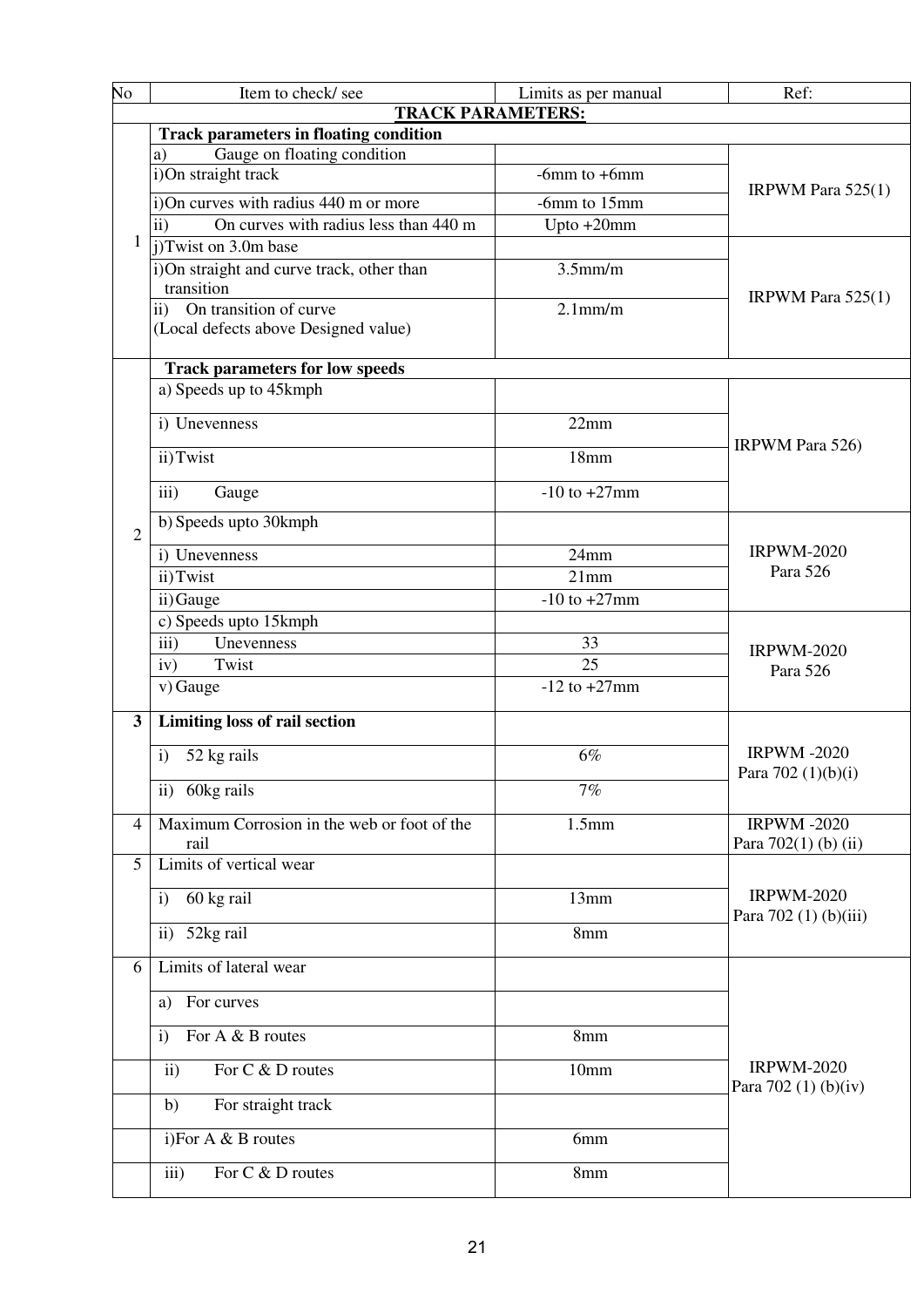| No | Item to check/ see | Limits as per manual | Ref: |
|---|---|---|---|
| | **TRACK PARAMETERS:** | | |
| 1 | **Track parameters in floating condition** | | |
| | a) Gauge on floating condition | | IRPWM Para 525(1) |
| | i)On straight track | -6mm to +6mm | |
| | i)On curves with radius 440 m or more | -6mm to 15mm | |
| | ii) On curves with radius less than 440 m | Upto +20mm | |
| | j)Twist on 3.0m base | | IRPWM Para 525(1) |
| | i)On straight and curve track, other than transition | 3.5mm/m | |
| | ii) On transition of curve (Local defects above Designed value) | 2.1mm/m | |
| 2 | **Track parameters for low speeds** | | |
| | a) Speeds up to 45kmph | | IRPWM Para 526) |
| | i) Unevenness | 22mm | |
| | ii) Twist | 18mm | |
| | iii) Gauge | -10 to +27mm | |
| | b) Speeds upto 30kmph | | IRPWM-2020 Para 526 |
| | i) Unevenness | 24mm | |
| | ii) Twist | 21mm | |
| | ii) Gauge | -10 to +27mm | |
| | c) Speeds upto 15kmph | | IRPWM-2020 Para 526 |
| | iii) Unevenness | 33 | |
| | iv) Twist | 25 | |
| | v) Gauge | -12 to +27mm | |
| **3** | **Limiting loss of rail section** | | IRPWM -2020 Para 702 (1)(b)(i) |
| | i) 52 kg rails | 6% | |
| | ii) 60kg rails | 7% | |
| 4 | Maximum Corrosion in the web or foot of the rail | 1.5mm | IRPWM -2020 Para 702(1) (b) (ii) |
| 5 | Limits of vertical wear | | IRPWM-2020 Para 702 (1) (b)(iii) |
| | i) 60 kg rail | 13mm | |
| | ii) 52kg rail | 8mm | |
| 6 | Limits of lateral wear | | IRPWM-2020 Para 702 (1) (b)(iv) |
| | a) For curves | | |
| | i) For A & B routes | 8mm | |
| | ii) For C & D routes | 10mm | |
| | b) For straight track | | |
| | i)For A & B routes | 6mm | |
| | iii) For C & D routes | 8mm | |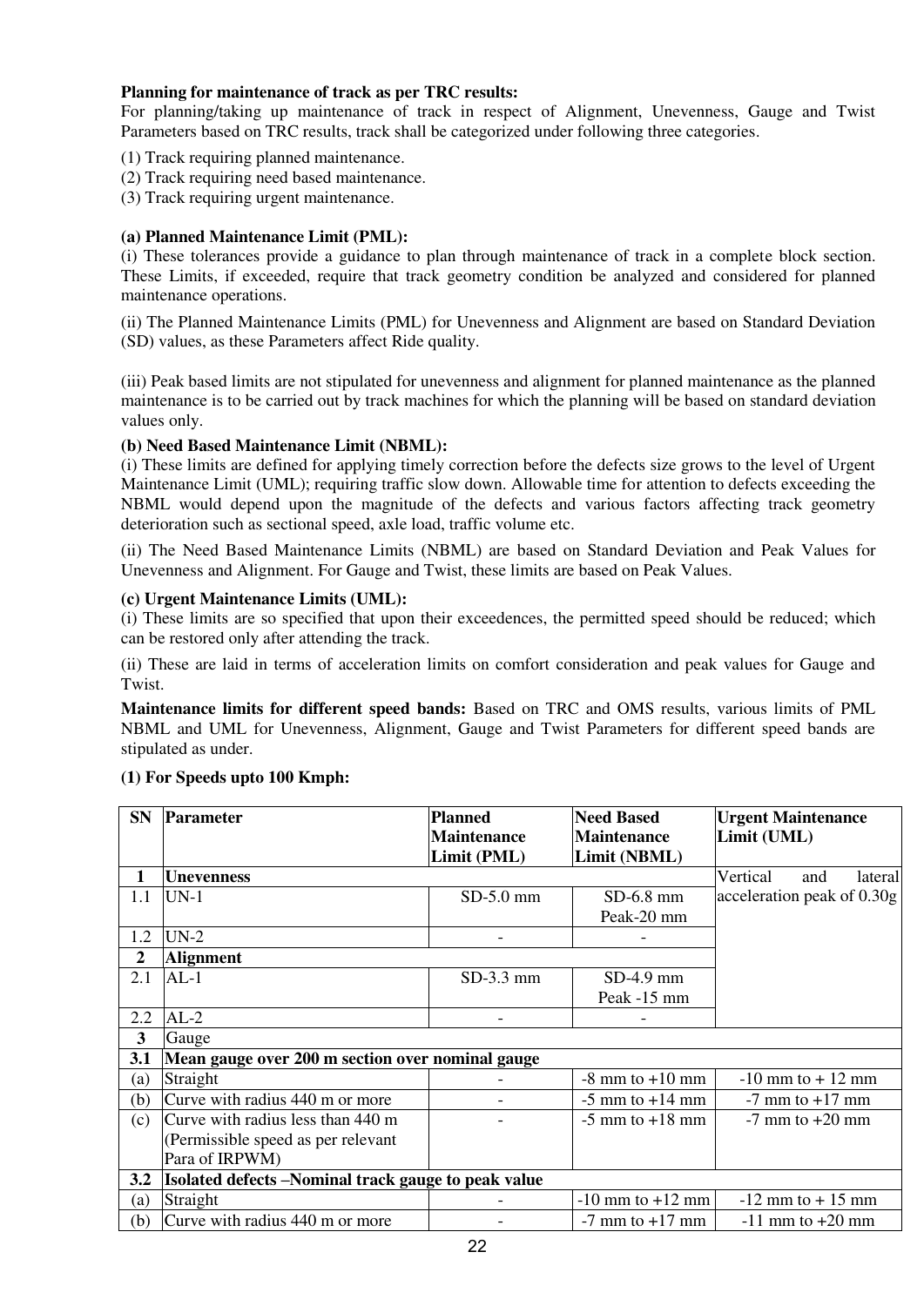**Planning for maintenance of track as per TRC results:**
For planning/taking up maintenance of track in respect of Alignment, Unevenness, Gauge and Twist Parameters based on TRC results, track shall be categorized under following three categories.

(1) Track requiring planned maintenance.
(2) Track requiring need based maintenance.
(3) Track requiring urgent maintenance.

**(a) Planned Maintenance Limit (PML):**
(i) These tolerances provide a guidance to plan through maintenance of track in a complete block section. These Limits, if exceeded, require that track geometry condition be analyzed and considered for planned maintenance operations.

(ii) The Planned Maintenance Limits (PML) for Unevenness and Alignment are based on Standard Deviation (SD) values, as these Parameters affect Ride quality.

(iii) Peak based limits are not stipulated for unevenness and alignment for planned maintenance as the planned maintenance is to be carried out by track machines for which the planning will be based on standard deviation values only.

**(b) Need Based Maintenance Limit (NBML):**
(i) These limits are defined for applying timely correction before the defects size grows to the level of Urgent Maintenance Limit (UML); requiring traffic slow down. Allowable time for attention to defects exceeding the NBML would depend upon the magnitude of the defects and various factors affecting track geometry deterioration such as sectional speed, axle load, traffic volume etc.

(ii) The Need Based Maintenance Limits (NBML) are based on Standard Deviation and Peak Values for Unevenness and Alignment. For Gauge and Twist, these limits are based on Peak Values.

**(c) Urgent Maintenance Limits (UML):**
(i) These limits are so specified that upon their exceedences, the permitted speed should be reduced; which can be restored only after attending the track.

(ii) These are laid in terms of acceleration limits on comfort consideration and peak values for Gauge and Twist.

**Maintenance limits for different speed bands:** Based on TRC and OMS results, various limits of PML NBML and UML for Unevenness, Alignment, Gauge and Twist Parameters for different speed bands are stipulated as under.

**(1) For Speeds upto 100 Kmph:**

| SN | Parameter | Planned Maintenance Limit (PML) | Need Based Maintenance Limit (NBML) | Urgent Maintenance Limit (UML) |
|---|---|---|---|---|
| **1** | **Unevenness** | | | Vertical and lateral acceleration peak of 0.30g |
| 1.1 | UN-1 | SD-5.0 mm | SD-6.8 mm Peak-20 mm | |
| 1.2 | UN-2 | - | - | |
| **2** | **Alignment** | | | |
| 2.1 | AL-1 | SD-3.3 mm | SD-4.9 mm Peak -15 mm | |
| 2.2 | AL-2 | - | - | |
| **3** | Gauge | | | |
| **3.1** | **Mean gauge over 200 m section over nominal gauge** | | | |
| (a) | Straight | - | -8 mm to +10 mm | -10 mm to + 12 mm |
| (b) | Curve with radius 440 m or more | - | -5 mm to +14 mm | -7 mm to +17 mm |
| (c) | Curve with radius less than 440 m (Permissible speed as per relevant Para of IRPWM) | - | -5 mm to +18 mm | -7 mm to +20 mm |
| **3.2** | **Isolated defects –Nominal track gauge to peak value** | | | |
| (a) | Straight | - | -10 mm to +12 mm | -12 mm to + 15 mm |
| (b) | Curve with radius 440 m or more | - | -7 mm to +17 mm | -11 mm to +20 mm |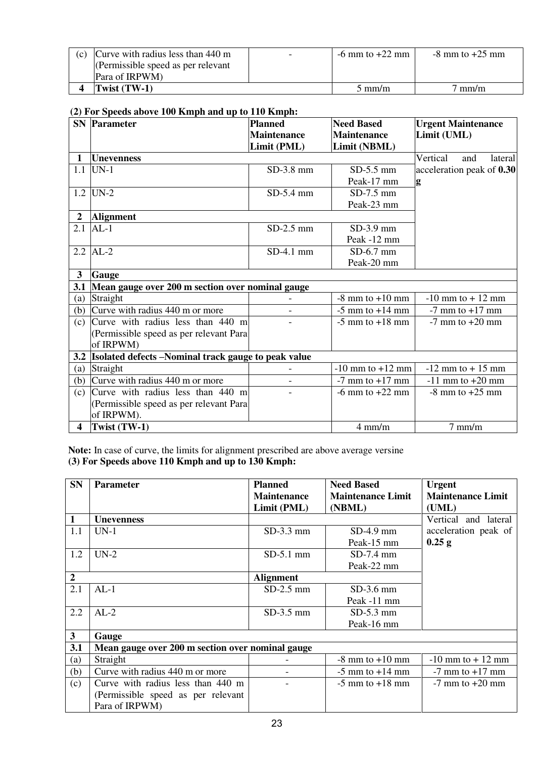| | | | | |
|---|---|---|---|---|
| (c) | Curve with radius less than 440 m (Permissible speed as per relevant Para of IRPWM) | - | -6 mm to +22 mm | -8 mm to +25 mm |
| **4** | **Twist (TW-1)** | | 5 mm/m | 7 mm/m |

**(2) For Speeds above 100 Kmph and up to 110 Kmph:**

| SN | Parameter | Planned Maintenance Limit (PML) | Need Based Maintenance Limit (NBML) | Urgent Maintenance Limit (UML) |
|---|---|---|---|---|
| **1** | **Unevenness** | | | Vertical and lateral acceleration peak of **0.30 g** |
| 1.1 | UN-1 | SD-3.8 mm | SD-5.5 mm Peak-17 mm | |
| 1.2 | UN-2 | SD-5.4 mm | SD-7.5 mm Peak-23 mm | |
| **2** | **Alignment** | | | |
| 2.1 | AL-1 | SD-2.5 mm | SD-3.9 mm Peak -12 mm | |
| 2.2 | AL-2 | SD-4.1 mm | SD-6.7 mm Peak-20 mm | |
| **3** | **Gauge** | | | |
| **3.1** | **Mean gauge over 200 m section over nominal gauge** | | | |
| (a) | Straight | - | -8 mm to +10 mm | -10 mm to + 12 mm |
| (b) | Curve with radius 440 m or more | - | -5 mm to +14 mm | -7 mm to +17 mm |
| (c) | Curve with radius less than 440 m (Permissible speed as per relevant Para of IRPWM) | - | -5 mm to +18 mm | -7 mm to +20 mm |
| **3.2** | **Isolated defects –Nominal track gauge to peak value** | | | |
| (a) | Straight | - | -10 mm to +12 mm | -12 mm to + 15 mm |
| (b) | Curve with radius 440 m or more | - | -7 mm to +17 mm | -11 mm to +20 mm |
| (c) | Curve with radius less than 440 m (Permissible speed as per relevant Para of IRPWM). | - | -6 mm to +22 mm | -8 mm to +25 mm |
| **4** | **Twist (TW-1)** | | 4 mm/m | 7 mm/m |

**Note:** In case of curve, the limits for alignment prescribed are above average versine

**(3) For Speeds above 110 Kmph and up to 130 Kmph:**

| SN | Parameter | Planned Maintenance Limit (PML) | Need Based Maintenance Limit (NBML) | Urgent Maintenance Limit (UML) |
|---|---|---|---|---|
| **1** | **Unevenness** | | | Vertical and lateral acceleration peak of **0.25 g** |
| 1.1 | UN-1 | SD-3.3 mm | SD-4.9 mm Peak-15 mm | |
| 1.2 | UN-2 | SD-5.1 mm | SD-7.4 mm Peak-22 mm | |
| **2** | | **Alignment** | | |
| 2.1 | AL-1 | SD-2.5 mm | SD-3.6 mm Peak -11 mm | |
| 2.2 | AL-2 | SD-3.5 mm | SD-5.3 mm Peak-16 mm | |
| **3** | **Gauge** | | | |
| **3.1** | **Mean gauge over 200 m section over nominal gauge** | | | |
| (a) | Straight | - | -8 mm to +10 mm | -10 mm to + 12 mm |
| (b) | Curve with radius 440 m or more | - | -5 mm to +14 mm | -7 mm to +17 mm |
| (c) | Curve with radius less than 440 m (Permissible speed as per relevant Para of IRPWM) | - | -5 mm to +18 mm | -7 mm to +20 mm |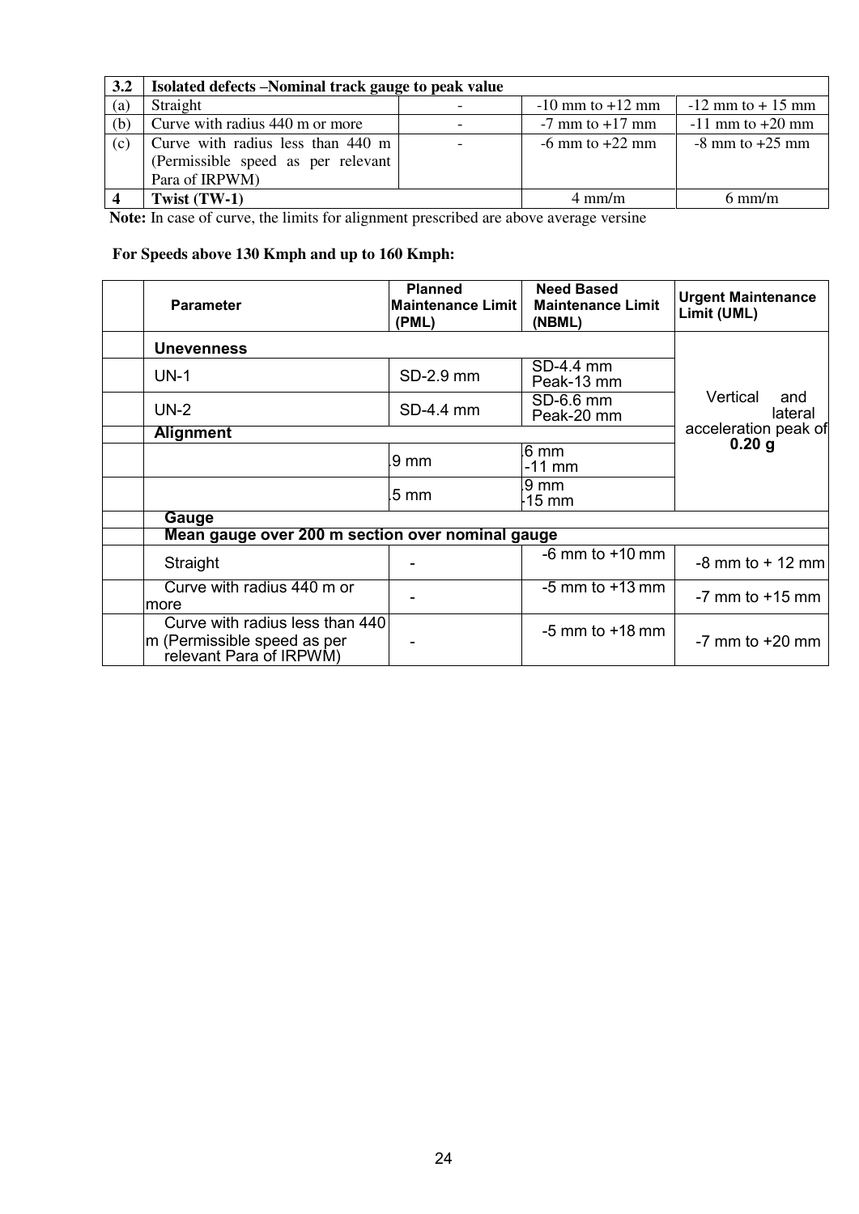| 3.2 | Isolated defects –Nominal track gauge to peak value | | | |
|---|---|---|---|---|
| (a) | Straight | - | -10 mm to +12 mm | -12 mm to + 15 mm |
| (b) | Curve with radius 440 m or more | - | -7 mm to +17 mm | -11 mm to +20 mm |
| (c) | Curve with radius less than 440 m (Permissible speed as per relevant Para of IRPWM) | - | -6 mm to +22 mm | -8 mm to +25 mm |
| **4** | **Twist (TW-1)** | | 4 mm/m | 6 mm/m |

**Note:** In case of curve, the limits for alignment prescribed are above average versine

**For Speeds above 130 Kmph and up to 160 Kmph:**

| | Parameter | Planned Maintenance Limit (PML) | Need Based Maintenance Limit (NBML) | Urgent Maintenance Limit (UML) |
|---|---|---|---|---|
| | **Unevenness** | | | Vertical and lateral acceleration peak of **0.20 g** |
| | UN-1 | SD-2.9 mm | SD-4.4 mm Peak-13 mm | |
| | UN-2 | SD-4.4 mm | SD-6.6 mm Peak-20 mm | |
| | **Alignment** | | | |
| | | .9 mm | .6 mm -11 mm | |
| | | .5 mm | .9 mm -15 mm | |
| | **Gauge** | | | |
| | **Mean gauge over 200 m section over nominal gauge** | | | |
| | Straight | - | -6 mm to +10 mm | -8 mm to + 12 mm |
| | Curve with radius 440 m or more | - | -5 mm to +13 mm | -7 mm to +15 mm |
| | Curve with radius less than 440 m (Permissible speed as per relevant Para of IRPWM) | - | -5 mm to +18 mm | -7 mm to +20 mm |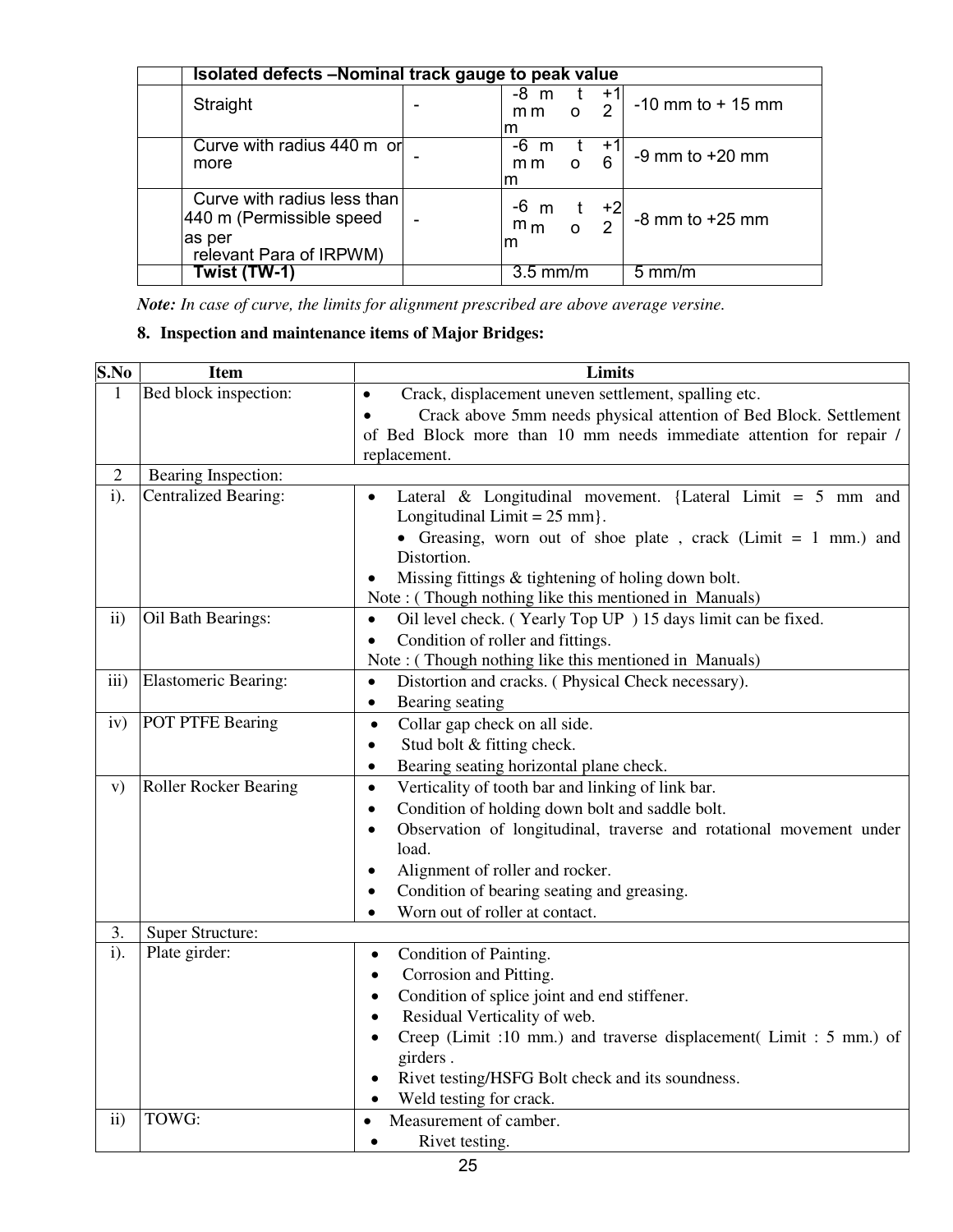| | Isolated defects –Nominal track gauge to peak value | | | |
|---|---|---|---|---|
| | Straight | - | -8 mm to +12 mm | -10 mm to + 15 mm |
| | Curve with radius 440 m or more | - | -6 mm to +16 mm | -9 mm to +20 mm |
| | Curve with radius less than 440 m (Permissible speed as per relevant Para of IRPWM) | - | -6 mm to +22 mm | -8 mm to +25 mm |
| | Twist (TW-1) | | 3.5 mm/m | 5 mm/m |

***Note:*** *In case of curve, the limits for alignment prescribed are above average versine.*

**8. Inspection and maintenance items of Major Bridges:**

| S.No | Item | Limits |
|---|---|---|
| 1 | Bed block inspection: | • Crack, displacement uneven settlement, spalling etc.<br>• Crack above 5mm needs physical attention of Bed Block. Settlement of Bed Block more than 10 mm needs immediate attention for repair / replacement. |
| 2 | Bearing Inspection: | |
| i). | Centralized Bearing: | • Lateral & Longitudinal movement. {Lateral Limit = 5 mm and Longitudinal Limit = 25 mm}.<br>• Greasing, worn out of shoe plate , crack (Limit = 1 mm.) and Distortion.<br>• Missing fittings & tightening of holing down bolt.<br>Note : ( Though nothing like this mentioned in Manuals) |
| ii) | Oil Bath Bearings: | • Oil level check. ( Yearly Top UP ) 15 days limit can be fixed.<br>• Condition of roller and fittings.<br>Note : ( Though nothing like this mentioned in Manuals) |
| iii) | Elastomeric Bearing: | • Distortion and cracks. ( Physical Check necessary).<br>• Bearing seating |
| iv) | POT PTFE Bearing | • Collar gap check on all side.<br>• Stud bolt & fitting check.<br>• Bearing seating horizontal plane check. |
| v) | Roller Rocker Bearing | • Verticality of tooth bar and linking of link bar.<br>• Condition of holding down bolt and saddle bolt.<br>• Observation of longitudinal, traverse and rotational movement under load.<br>• Alignment of roller and rocker.<br>• Condition of bearing seating and greasing.<br>• Worn out of roller at contact. |
| 3. | Super Structure: | |
| i). | Plate girder: | • Condition of Painting.<br>• Corrosion and Pitting.<br>• Condition of splice joint and end stiffener.<br>• Residual Verticality of web.<br>• Creep (Limit :10 mm.) and traverse displacement( Limit : 5 mm.) of girders .<br>• Rivet testing/HSFG Bolt check and its soundness.<br>• Weld testing for crack. |
| ii) | TOWG: | • Measurement of camber.<br>• Rivet testing. |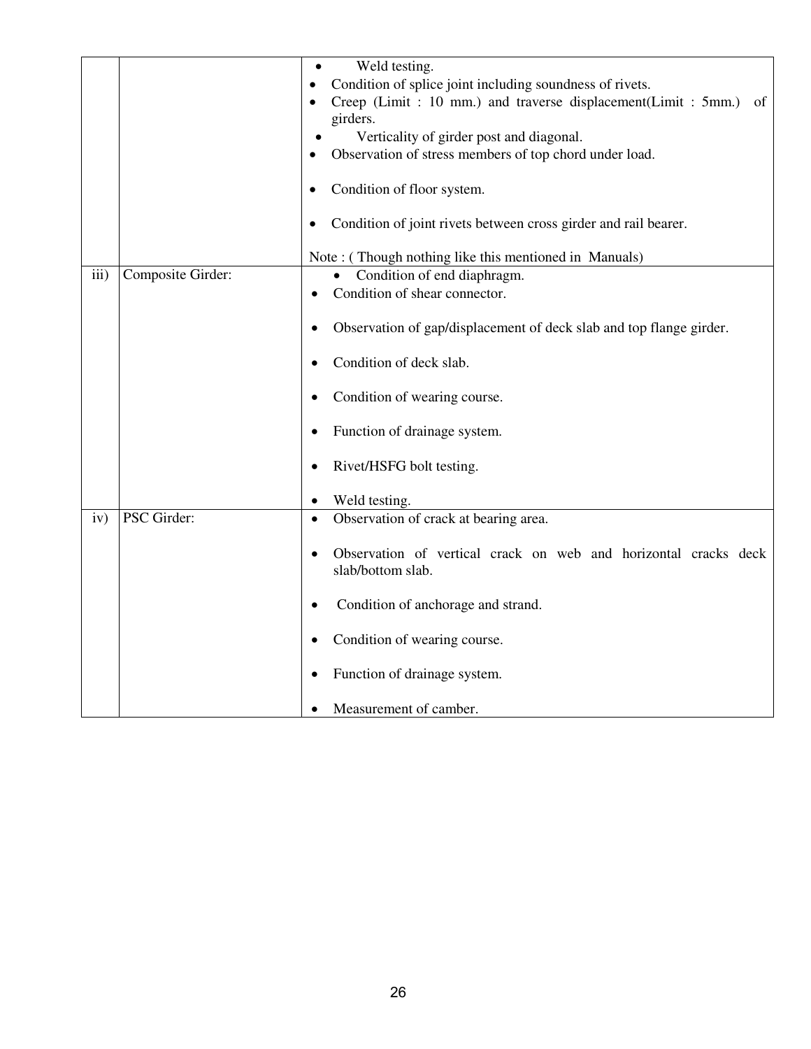| | | |
|---|---|---|
| | | • Weld testing.<br>• Condition of splice joint including soundness of rivets.<br>• Creep (Limit : 10 mm.) and traverse displacement(Limit : 5mm.) of girders.<br>• Verticality of girder post and diagonal.<br>• Observation of stress members of top chord under load.<br>• Condition of floor system.<br>• Condition of joint rivets between cross girder and rail bearer.<br><br>Note : ( Though nothing like this mentioned in Manuals) |
| iii) | Composite Girder: | • Condition of end diaphragm.<br>• Condition of shear connector.<br>• Observation of gap/displacement of deck slab and top flange girder.<br>• Condition of deck slab.<br>• Condition of wearing course.<br>• Function of drainage system.<br>• Rivet/HSFG bolt testing.<br>• Weld testing. |
| iv) | PSC Girder: | • Observation of crack at bearing area.<br>• Observation of vertical crack on web and horizontal cracks deck slab/bottom slab.<br>• Condition of anchorage and strand.<br>• Condition of wearing course.<br>• Function of drainage system.<br>• Measurement of camber. |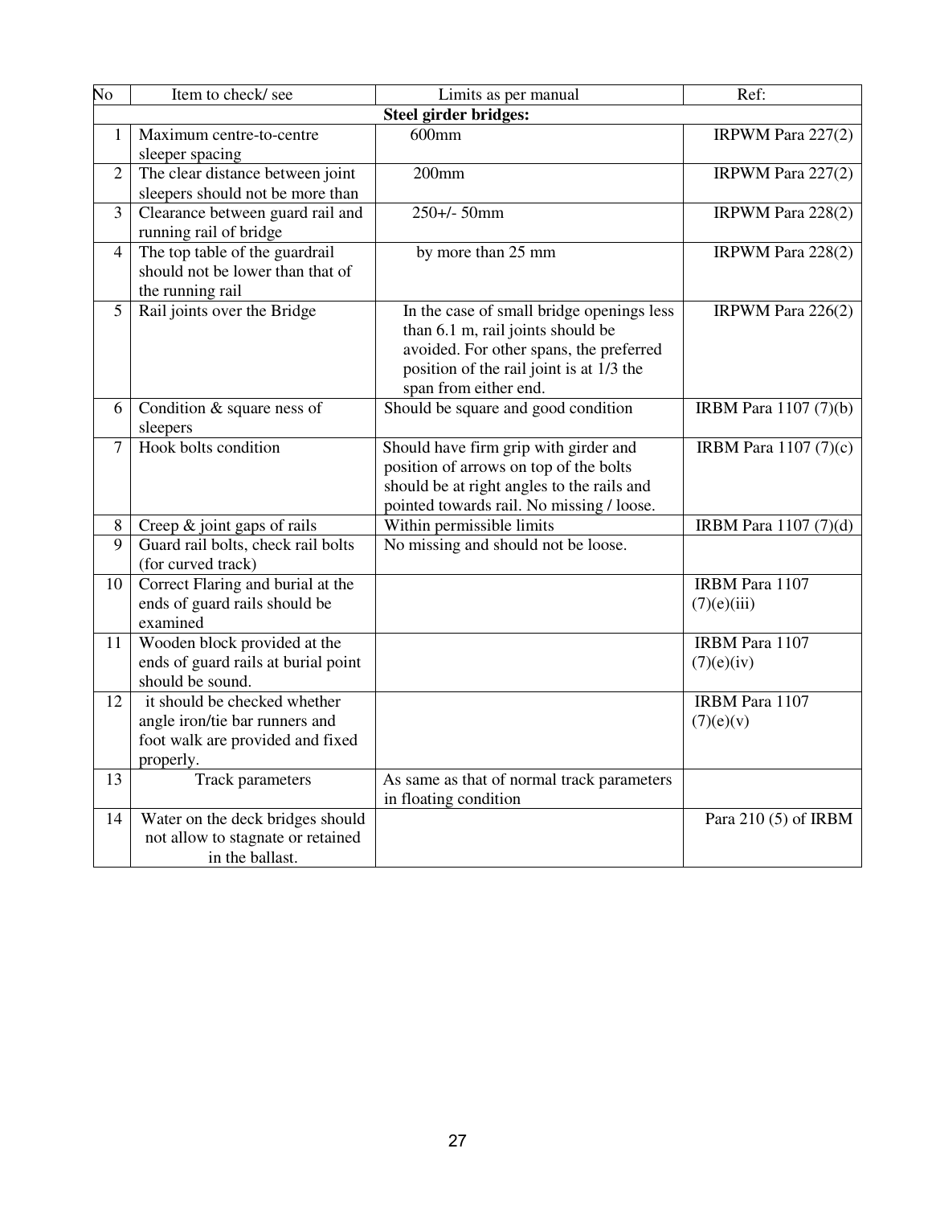| No | Item to check/ see | Limits as per manual | Ref: |
|---|---|---|---|
| | | **Steel girder bridges:** | |
| 1 | Maximum centre-to-centre sleeper spacing | 600mm | IRPWM Para 227(2) |
| 2 | The clear distance between joint sleepers should not be more than | 200mm | IRPWM Para 227(2) |
| 3 | Clearance between guard rail and running rail of bridge | 250+/- 50mm | IRPWM Para 228(2) |
| 4 | The top table of the guardrail should not be lower than that of the running rail | by more than 25 mm | IRPWM Para 228(2) |
| 5 | Rail joints over the Bridge | In the case of small bridge openings less than 6.1 m, rail joints should be avoided. For other spans, the preferred position of the rail joint is at 1/3 the span from either end. | IRPWM Para 226(2) |
| 6 | Condition & square ness of sleepers | Should be square and good condition | IRBM Para 1107 (7)(b) |
| 7 | Hook bolts condition | Should have firm grip with girder and position of arrows on top of the bolts should be at right angles to the rails and pointed towards rail. No missing / loose. | IRBM Para 1107 (7)(c) |
| 8 | Creep & joint gaps of rails | Within permissible limits | IRBM Para 1107 (7)(d) |
| 9 | Guard rail bolts, check rail bolts (for curved track) | No missing and should not be loose. | |
| 10 | Correct Flaring and burial at the ends of guard rails should be examined | | IRBM Para 1107 (7)(e)(iii) |
| 11 | Wooden block provided at the ends of guard rails at burial point should be sound. | | IRBM Para 1107 (7)(e)(iv) |
| 12 | it should be checked whether angle iron/tie bar runners and foot walk are provided and fixed properly. | | IRBM Para 1107 (7)(e)(v) |
| 13 | Track parameters | As same as that of normal track parameters in floating condition | |
| 14 | Water on the deck bridges should not allow to stagnate or retained in the ballast. | | Para 210 (5) of IRBM |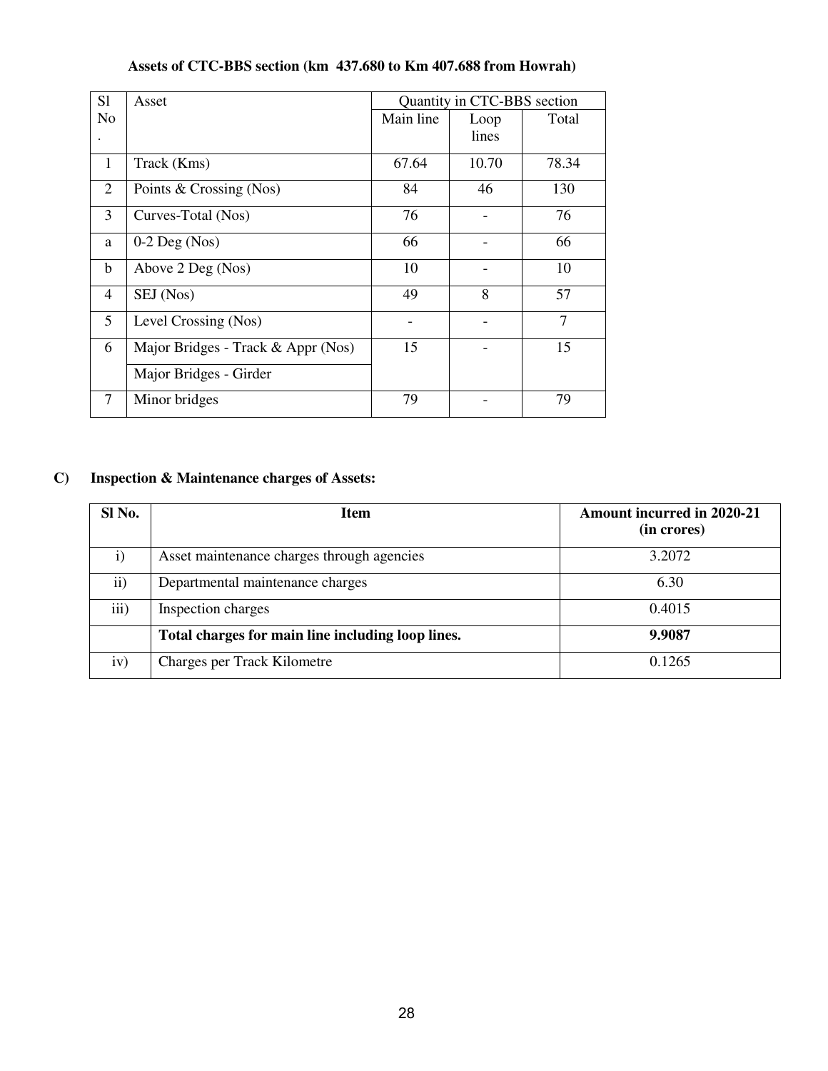**Assets of CTC-BBS section (km 437.680 to Km 407.688 from Howrah)**

| Sl No. | Asset | Quantity in CTC-BBS section | | |
|---|---|---|---|---|
| | | Main line | Loop lines | Total |
| 1 | Track (Kms) | 67.64 | 10.70 | 78.34 |
| 2 | Points & Crossing (Nos) | 84 | 46 | 130 |
| 3 | Curves-Total (Nos) | 76 | - | 76 |
| a | 0-2 Deg (Nos) | 66 | - | 66 |
| b | Above 2 Deg (Nos) | 10 | - | 10 |
| 4 | SEJ (Nos) | 49 | 8 | 57 |
| 5 | Level Crossing (Nos) | - | - | 7 |
| 6 | Major Bridges - Track & Appr (Nos) | 15 | - | 15 |
| | Major Bridges - Girder | | | |
| 7 | Minor bridges | 79 | - | 79 |

## C) Inspection & Maintenance charges of Assets:

| Sl No. | Item | Amount incurred in 2020-21 (in crores) |
|---|---|---|
| i) | Asset maintenance charges through agencies | 3.2072 |
| ii) | Departmental maintenance charges | 6.30 |
| iii) | Inspection charges | 0.4015 |
| | **Total charges for main line including loop lines.** | **9.9087** |
| iv) | Charges per Track Kilometre | 0.1265 |